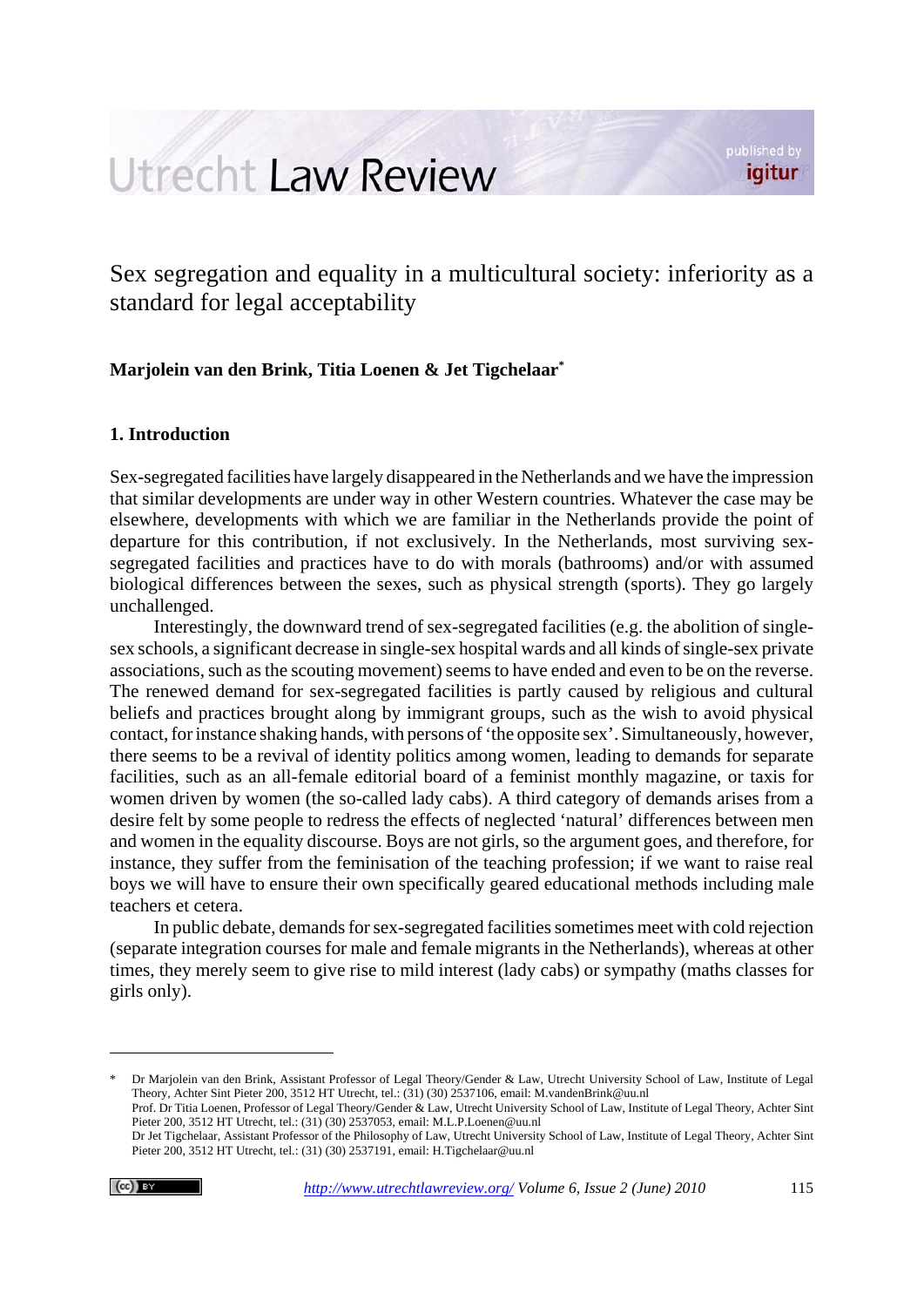# Sex segregation and equality in a multicultural society: inferiority as a standard for legal acceptability

**Marjolein van den Brink, Titia Loenen & Jet Tigchelaar***

## 1. Introduction

Sex-segregated facilities have largely disappeared in the Netherlands and we have the impression that similar developments are under way in other Western countries. Whatever the case may be elsewhere, developments with which we are familiar in the Netherlands provide the point of departure for this contribution, if not exclusively. In the Netherlands, most surviving sex-segregated facilities and practices have to do with morals (bathrooms) and/or with assumed biological differences between the sexes, such as physical strength (sports). They go largely unchallenged.

Interestingly, the downward trend of sex-segregated facilities (e.g. the abolition of single-sex schools, a significant decrease in single-sex hospital wards and all kinds of single-sex private associations, such as the scouting movement) seems to have ended and even to be on the reverse. The renewed demand for sex-segregated facilities is partly caused by religious and cultural beliefs and practices brought along by immigrant groups, such as the wish to avoid physical contact, for instance shaking hands, with persons of 'the opposite sex'. Simultaneously, however, there seems to be a revival of identity politics among women, leading to demands for separate facilities, such as an all-female editorial board of a feminist monthly magazine, or taxis for women driven by women (the so-called lady cabs). A third category of demands arises from a desire felt by some people to redress the effects of neglected 'natural' differences between men and women in the equality discourse. Boys are not girls, so the argument goes, and therefore, for instance, they suffer from the feminisation of the teaching profession; if we want to raise real boys we will have to ensure their own specifically geared educational methods including male teachers et cetera.

In public debate, demands for sex-segregated facilities sometimes meet with cold rejection (separate integration courses for male and female migrants in the Netherlands), whereas at other times, they merely seem to give rise to mild interest (lady cabs) or sympathy (maths classes for girls only).

---

\* Dr Marjolein van den Brink, Assistant Professor of Legal Theory/Gender & Law, Utrecht University School of Law, Institute of Legal Theory, Achter Sint Pieter 200, 3512 HT Utrecht, tel.: (31) (30) 2537106, email: M.vandenBrink@uu.nl
Prof. Dr Titia Loenen, Professor of Legal Theory/Gender & Law, Utrecht University School of Law, Institute of Legal Theory, Achter Sint Pieter 200, 3512 HT Utrecht, tel.: (31) (30) 2537053, email: M.L.P.Loenen@uu.nl
Dr Jet Tigchelaar, Assistant Professor of the Philosophy of Law, Utrecht University School of Law, Institute of Legal Theory, Achter Sint Pieter 200, 3512 HT Utrecht, tel.: (31) (30) 2537191, email: H.Tigchelaar@uu.nl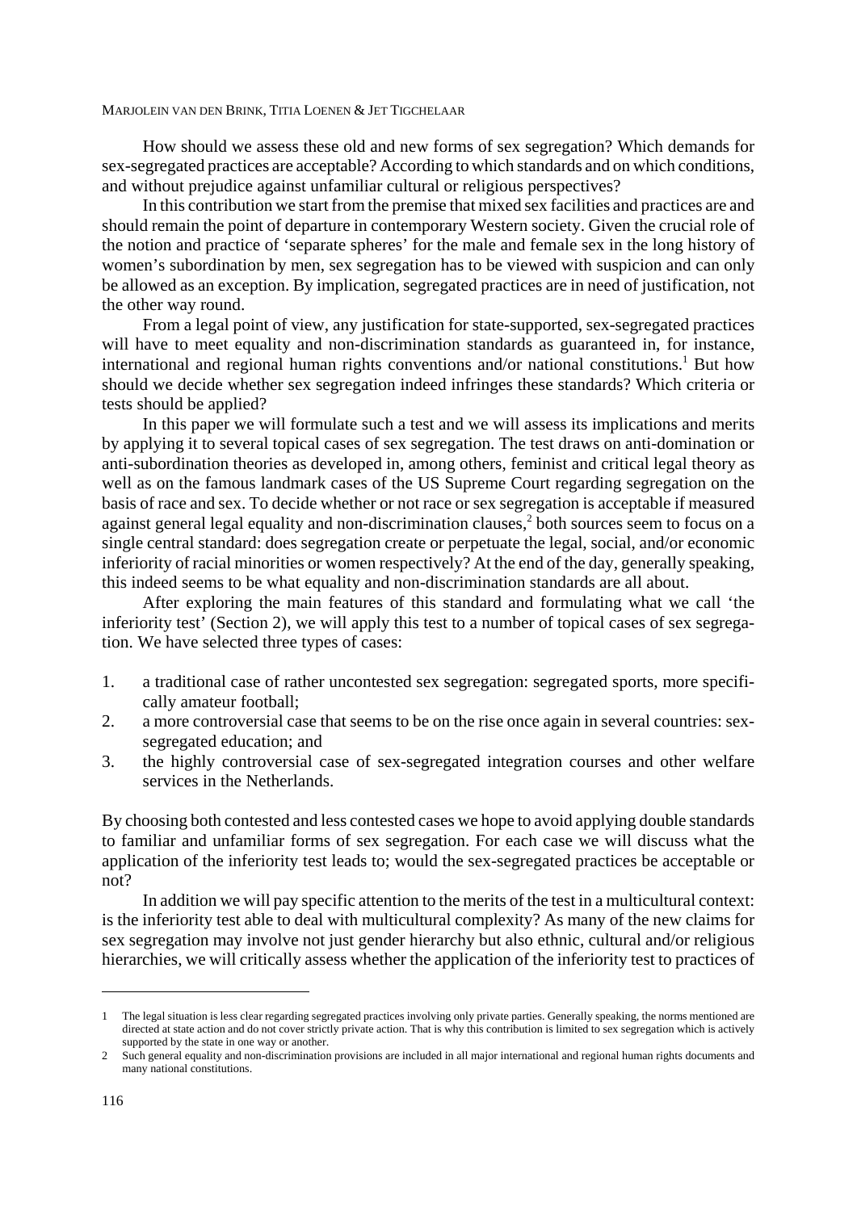How should we assess these old and new forms of sex segregation? Which demands for sex-segregated practices are acceptable? According to which standards and on which conditions, and without prejudice against unfamiliar cultural or religious perspectives?

In this contribution we start from the premise that mixed sex facilities and practices are and should remain the point of departure in contemporary Western society. Given the crucial role of the notion and practice of 'separate spheres' for the male and female sex in the long history of women's subordination by men, sex segregation has to be viewed with suspicion and can only be allowed as an exception. By implication, segregated practices are in need of justification, not the other way round.

From a legal point of view, any justification for state-supported, sex-segregated practices will have to meet equality and non-discrimination standards as guaranteed in, for instance, international and regional human rights conventions and/or national constitutions.[1] But how should we decide whether sex segregation indeed infringes these standards? Which criteria or tests should be applied?

In this paper we will formulate such a test and we will assess its implications and merits by applying it to several topical cases of sex segregation. The test draws on anti-domination or anti-subordination theories as developed in, among others, feminist and critical legal theory as well as on the famous landmark cases of the US Supreme Court regarding segregation on the basis of race and sex. To decide whether or not race or sex segregation is acceptable if measured against general legal equality and non-discrimination clauses,[2] both sources seem to focus on a single central standard: does segregation create or perpetuate the legal, social, and/or economic inferiority of racial minorities or women respectively? At the end of the day, generally speaking, this indeed seems to be what equality and non-discrimination standards are all about.

After exploring the main features of this standard and formulating what we call 'the inferiority test' (Section 2), we will apply this test to a number of topical cases of sex segregation. We have selected three types of cases:

1. a traditional case of rather uncontested sex segregation: segregated sports, more specifically amateur football;
2. a more controversial case that seems to be on the rise once again in several countries: sex-segregated education; and
3. the highly controversial case of sex-segregated integration courses and other welfare services in the Netherlands.

By choosing both contested and less contested cases we hope to avoid applying double standards to familiar and unfamiliar forms of sex segregation. For each case we will discuss what the application of the inferiority test leads to; would the sex-segregated practices be acceptable or not?

In addition we will pay specific attention to the merits of the test in a multicultural context: is the inferiority test able to deal with multicultural complexity? As many of the new claims for sex segregation may involve not just gender hierarchy but also ethnic, cultural and/or religious hierarchies, we will critically assess whether the application of the inferiority test to practices of

---

1 The legal situation is less clear regarding segregated practices involving only private parties. Generally speaking, the norms mentioned are directed at state action and do not cover strictly private action. That is why this contribution is limited to sex segregation which is actively supported by the state in one way or another.

2 Such general equality and non-discrimination provisions are included in all major international and regional human rights documents and many national constitutions.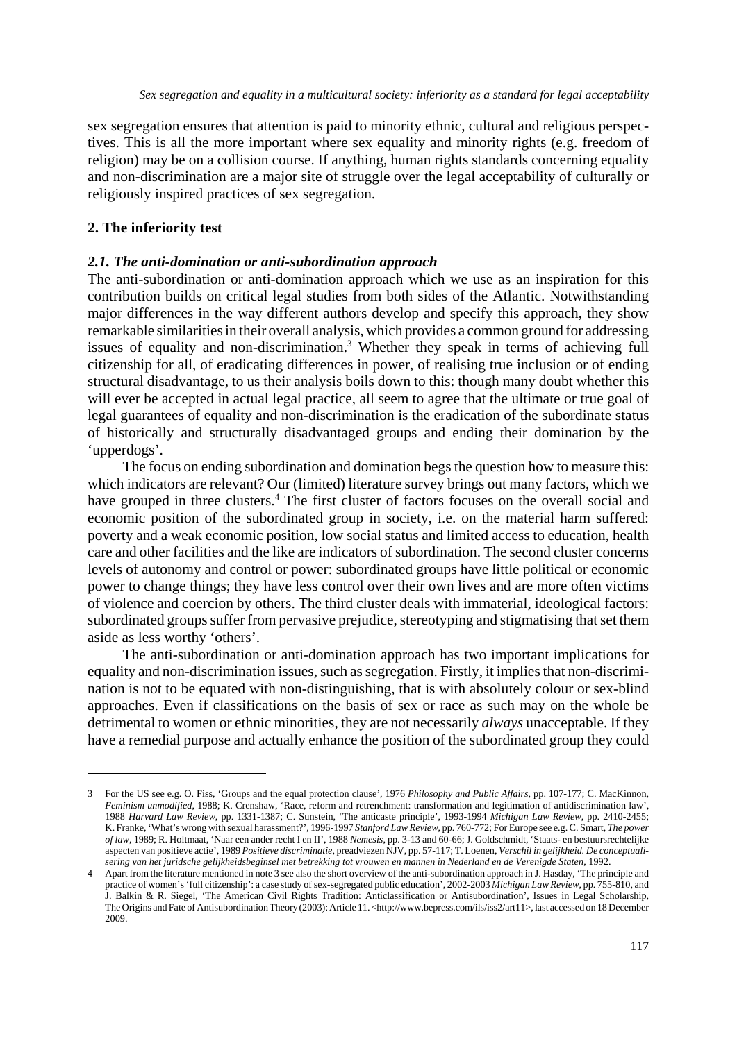sex segregation ensures that attention is paid to minority ethnic, cultural and religious perspectives. This is all the more important where sex equality and minority rights (e.g. freedom of religion) may be on a collision course. If anything, human rights standards concerning equality and non-discrimination are a major site of struggle over the legal acceptability of culturally or religiously inspired practices of sex segregation.

## 2. The inferiority test

### *2.1. The anti-domination or anti-subordination approach*

The anti-subordination or anti-domination approach which we use as an inspiration for this contribution builds on critical legal studies from both sides of the Atlantic. Notwithstanding major differences in the way different authors develop and specify this approach, they show remarkable similarities in their overall analysis, which provides a common ground for addressing issues of equality and non-discrimination.[3] Whether they speak in terms of achieving full citizenship for all, of eradicating differences in power, of realising true inclusion or of ending structural disadvantage, to us their analysis boils down to this: though many doubt whether this will ever be accepted in actual legal practice, all seem to agree that the ultimate or true goal of legal guarantees of equality and non-discrimination is the eradication of the subordinate status of historically and structurally disadvantaged groups and ending their domination by the 'upperdogs'.

The focus on ending subordination and domination begs the question how to measure this: which indicators are relevant? Our (limited) literature survey brings out many factors, which we have grouped in three clusters.[4] The first cluster of factors focuses on the overall social and economic position of the subordinated group in society, i.e. on the material harm suffered: poverty and a weak economic position, low social status and limited access to education, health care and other facilities and the like are indicators of subordination. The second cluster concerns levels of autonomy and control or power: subordinated groups have little political or economic power to change things; they have less control over their own lives and are more often victims of violence and coercion by others. The third cluster deals with immaterial, ideological factors: subordinated groups suffer from pervasive prejudice, stereotyping and stigmatising that set them aside as less worthy 'others'.

The anti-subordination or anti-domination approach has two important implications for equality and non-discrimination issues, such as segregation. Firstly, it implies that non-discrimination is not to be equated with non-distinguishing, that is with absolutely colour or sex-blind approaches. Even if classifications on the basis of sex or race as such may on the whole be detrimental to women or ethnic minorities, they are not necessarily *always* unacceptable. If they have a remedial purpose and actually enhance the position of the subordinated group they could

---

3 For the US see e.g. O. Fiss, 'Groups and the equal protection clause', 1976 *Philosophy and Public Affairs*, pp. 107-177; C. MacKinnon, *Feminism unmodified*, 1988; K. Crenshaw, 'Race, reform and retrenchment: transformation and legitimation of antidiscrimination law', 1988 *Harvard Law Review*, pp. 1331-1387; C. Sunstein, 'The anticaste principle', 1993-1994 *Michigan Law Review*, pp. 2410-2455; K. Franke, 'What's wrong with sexual harassment?', 1996-1997 *Stanford Law Review*, pp. 760-772; For Europe see e.g. C. Smart, *The power of law*, 1989; R. Holtmaat, 'Naar een ander recht I en II', 1988 *Nemesis*, pp. 3-13 and 60-66; J. Goldschmidt, 'Staats- en bestuursrechtelijke aspecten van positieve actie', 1989 *Positieve discriminatie*, preadviezen NJV, pp. 57-117; T. Loenen, *Verschil in gelijkheid. De conceptualisering van het juridsche gelijkheidsbeginsel met betrekking tot vrouwen en mannen in Nederland en de Verenigde Staten*, 1992.

4 Apart from the literature mentioned in note 3 see also the short overview of the anti-subordination approach in J. Hasday, 'The principle and practice of women's 'full citizenship': a case study of sex-segregated public education', 2002-2003 *Michigan Law Review*, pp. 755-810, and J. Balkin & R. Siegel, 'The American Civil Rights Tradition: Anticlassification or Antisubordination', Issues in Legal Scholarship, The Origins and Fate of Antisubordination Theory (2003): Article 11. <http://www.bepress.com/ils/iss2/art11>, last accessed on 18 December 2009.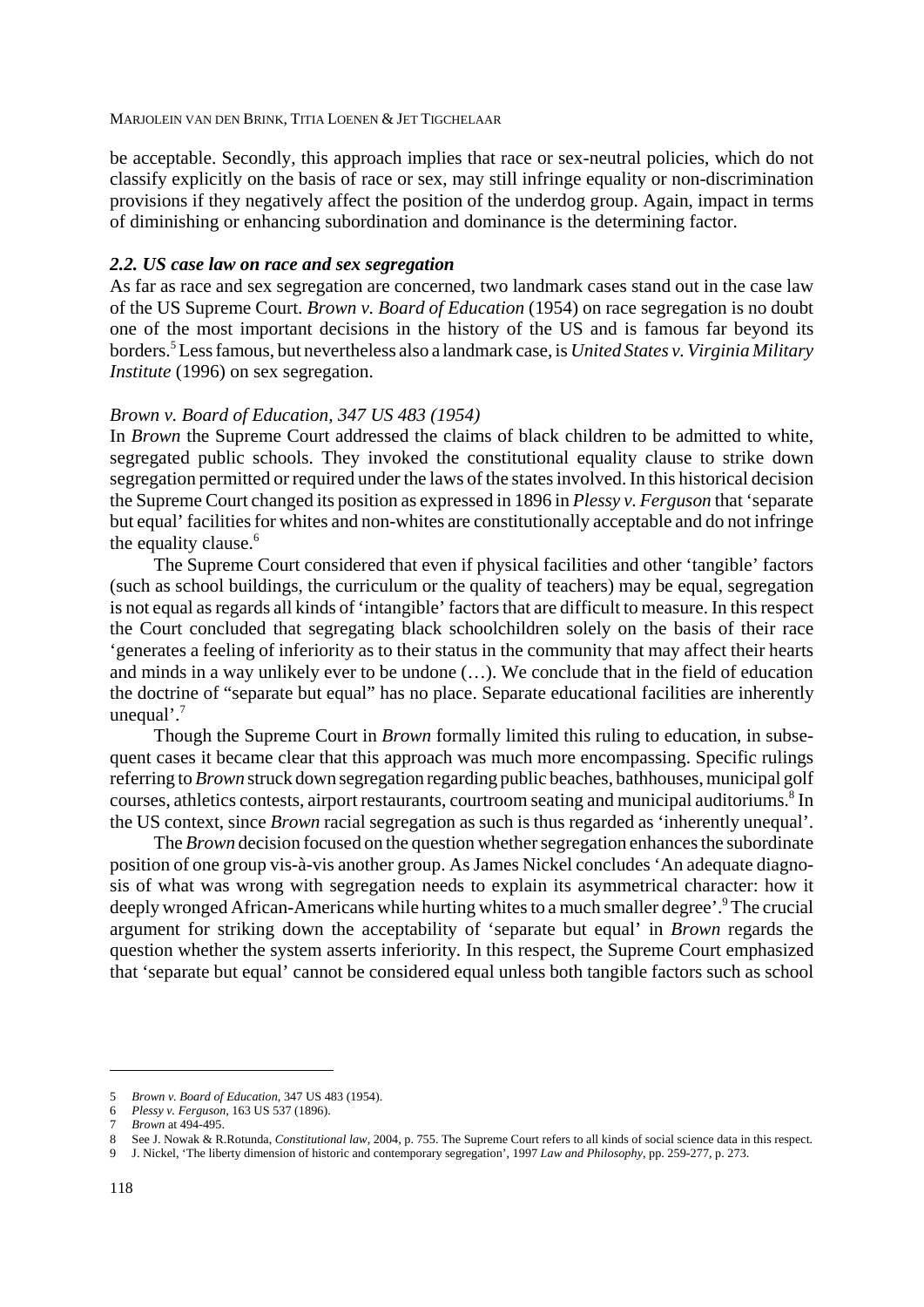be acceptable. Secondly, this approach implies that race or sex-neutral policies, which do not classify explicitly on the basis of race or sex, may still infringe equality or non-discrimination provisions if they negatively affect the position of the underdog group. Again, impact in terms of diminishing or enhancing subordination and dominance is the determining factor.

### *2.2. US case law on race and sex segregation*

As far as race and sex segregation are concerned, two landmark cases stand out in the case law of the US Supreme Court. *Brown v. Board of Education* (1954) on race segregation is no doubt one of the most important decisions in the history of the US and is famous far beyond its borders.[5] Less famous, but nevertheless also a landmark case, is *United States v. Virginia Military Institute* (1996) on sex segregation.

#### *Brown v. Board of Education, 347 US 483 (1954)*

In *Brown* the Supreme Court addressed the claims of black children to be admitted to white, segregated public schools. They invoked the constitutional equality clause to strike down segregation permitted or required under the laws of the states involved. In this historical decision the Supreme Court changed its position as expressed in 1896 in *Plessy v. Ferguson* that 'separate but equal' facilities for whites and non-whites are constitutionally acceptable and do not infringe the equality clause.[6]

The Supreme Court considered that even if physical facilities and other 'tangible' factors (such as school buildings, the curriculum or the quality of teachers) may be equal, segregation is not equal as regards all kinds of 'intangible' factors that are difficult to measure. In this respect the Court concluded that segregating black schoolchildren solely on the basis of their race 'generates a feeling of inferiority as to their status in the community that may affect their hearts and minds in a way unlikely ever to be undone (…). We conclude that in the field of education the doctrine of "separate but equal" has no place. Separate educational facilities are inherently unequal'.[7]

Though the Supreme Court in *Brown* formally limited this ruling to education, in subsequent cases it became clear that this approach was much more encompassing. Specific rulings referring to *Brown* struck down segregation regarding public beaches, bathhouses, municipal golf courses, athletics contests, airport restaurants, courtroom seating and municipal auditoriums.[8] In the US context, since *Brown* racial segregation as such is thus regarded as 'inherently unequal'.

The *Brown* decision focused on the question whether segregation enhances the subordinate position of one group vis-à-vis another group. As James Nickel concludes 'An adequate diagnosis of what was wrong with segregation needs to explain its asymmetrical character: how it deeply wronged African-Americans while hurting whites to a much smaller degree'.[9] The crucial argument for striking down the acceptability of 'separate but equal' in *Brown* regards the question whether the system asserts inferiority. In this respect, the Supreme Court emphasized that 'separate but equal' cannot be considered equal unless both tangible factors such as school

---

5 *Brown v. Board of Education*, 347 US 483 (1954).

6 *Plessy v. Ferguson*, 163 US 537 (1896).

7 *Brown* at 494-495.

8 See J. Nowak & R.Rotunda, *Constitutional law*, 2004, p. 755. The Supreme Court refers to all kinds of social science data in this respect.

9 J. Nickel, 'The liberty dimension of historic and contemporary segregation', 1997 *Law and Philosophy*, pp. 259-277, p. 273.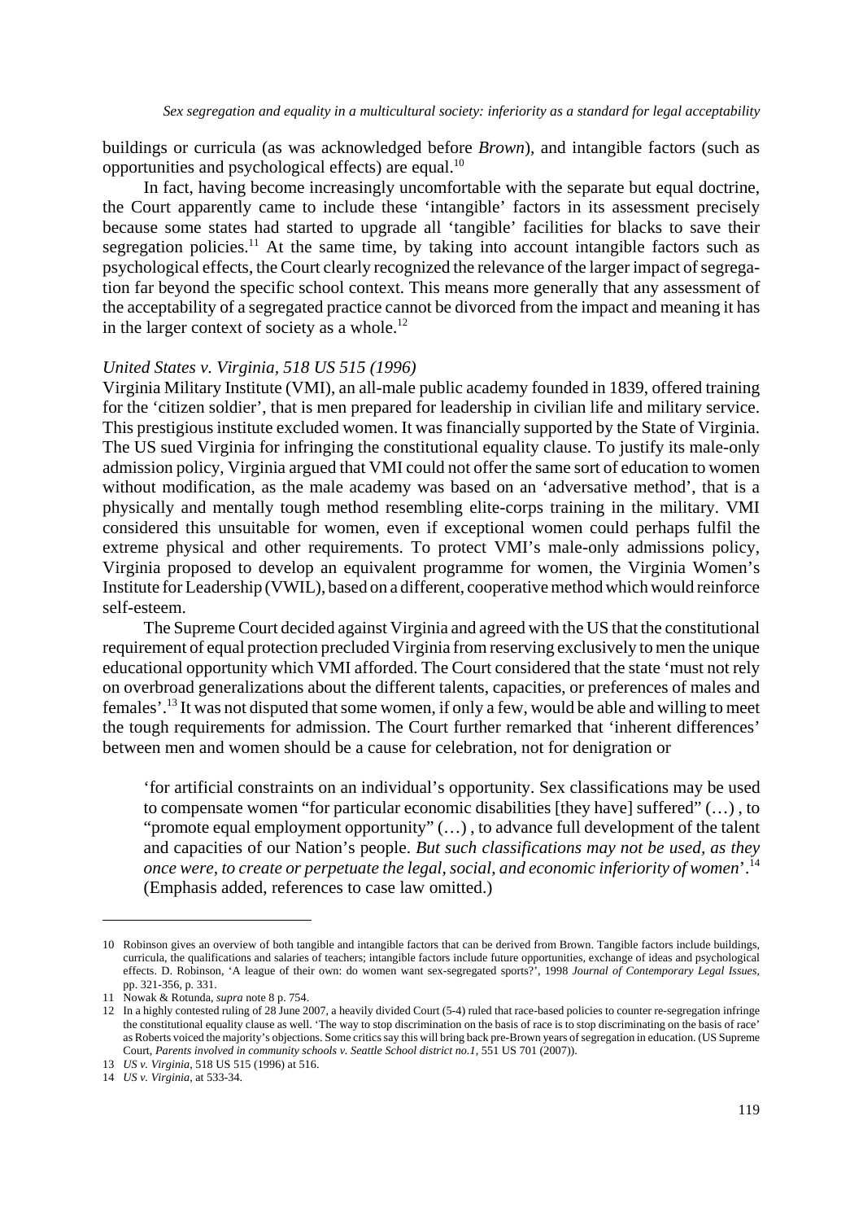buildings or curricula (as was acknowledged before *Brown*), and intangible factors (such as opportunities and psychological effects) are equal.[10]

In fact, having become increasingly uncomfortable with the separate but equal doctrine, the Court apparently came to include these 'intangible' factors in its assessment precisely because some states had started to upgrade all 'tangible' facilities for blacks to save their segregation policies.[11] At the same time, by taking into account intangible factors such as psychological effects, the Court clearly recognized the relevance of the larger impact of segregation far beyond the specific school context. This means more generally that any assessment of the acceptability of a segregated practice cannot be divorced from the impact and meaning it has in the larger context of society as a whole.[12]

*United States v. Virginia, 518 US 515 (1996)*

Virginia Military Institute (VMI), an all-male public academy founded in 1839, offered training for the 'citizen soldier', that is men prepared for leadership in civilian life and military service. This prestigious institute excluded women. It was financially supported by the State of Virginia. The US sued Virginia for infringing the constitutional equality clause. To justify its male-only admission policy, Virginia argued that VMI could not offer the same sort of education to women without modification, as the male academy was based on an 'adversative method', that is a physically and mentally tough method resembling elite-corps training in the military. VMI considered this unsuitable for women, even if exceptional women could perhaps fulfil the extreme physical and other requirements. To protect VMI's male-only admissions policy, Virginia proposed to develop an equivalent programme for women, the Virginia Women's Institute for Leadership (VWIL), based on a different, cooperative method which would reinforce self-esteem.

The Supreme Court decided against Virginia and agreed with the US that the constitutional requirement of equal protection precluded Virginia from reserving exclusively to men the unique educational opportunity which VMI afforded. The Court considered that the state 'must not rely on overbroad generalizations about the different talents, capacities, or preferences of males and females'.[13] It was not disputed that some women, if only a few, would be able and willing to meet the tough requirements for admission. The Court further remarked that 'inherent differences' between men and women should be a cause for celebration, not for denigration or

> 'for artificial constraints on an individual's opportunity. Sex classifications may be used to compensate women "for particular economic disabilities [they have] suffered" (…) , to "promote equal employment opportunity" (…) , to advance full development of the talent and capacities of our Nation's people. *But such classifications may not be used, as they once were, to create or perpetuate the legal, social, and economic inferiority of women*'.[14] (Emphasis added, references to case law omitted.)

---

10 Robinson gives an overview of both tangible and intangible factors that can be derived from Brown. Tangible factors include buildings, curricula, the qualifications and salaries of teachers; intangible factors include future opportunities, exchange of ideas and psychological effects. D. Robinson, 'A league of their own: do women want sex-segregated sports?', 1998 *Journal of Contemporary Legal Issues*, pp. 321-356, p. 331.

11 Nowak & Rotunda, *supra* note 8 p. 754.

12 In a highly contested ruling of 28 June 2007, a heavily divided Court (5-4) ruled that race-based policies to counter re-segregation infringe the constitutional equality clause as well. 'The way to stop discrimination on the basis of race is to stop discriminating on the basis of race' as Roberts voiced the majority's objections. Some critics say this will bring back pre-Brown years of segregation in education. (US Supreme Court, *Parents involved in community schools v. Seattle School district no.1*, 551 US 701 (2007)).

13 *US v. Virginia*, 518 US 515 (1996) at 516.

14 *US v. Virginia*, at 533-34.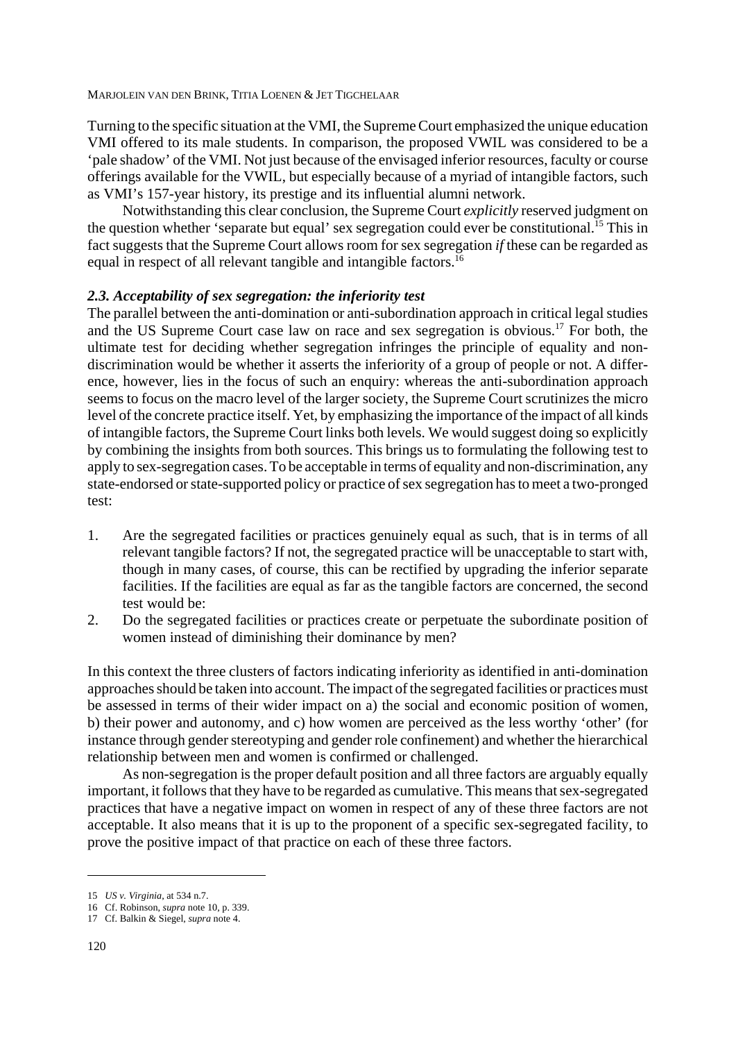Turning to the specific situation at the VMI, the Supreme Court emphasized the unique education VMI offered to its male students. In comparison, the proposed VWIL was considered to be a 'pale shadow' of the VMI. Not just because of the envisaged inferior resources, faculty or course offerings available for the VWIL, but especially because of a myriad of intangible factors, such as VMI's 157-year history, its prestige and its influential alumni network.

Notwithstanding this clear conclusion, the Supreme Court *explicitly* reserved judgment on the question whether 'separate but equal' sex segregation could ever be constitutional.[15] This in fact suggests that the Supreme Court allows room for sex segregation *if* these can be regarded as equal in respect of all relevant tangible and intangible factors.[16]

### *2.3. Acceptability of sex segregation: the inferiority test*

The parallel between the anti-domination or anti-subordination approach in critical legal studies and the US Supreme Court case law on race and sex segregation is obvious.[17] For both, the ultimate test for deciding whether segregation infringes the principle of equality and non-discrimination would be whether it asserts the inferiority of a group of people or not. A difference, however, lies in the focus of such an enquiry: whereas the anti-subordination approach seems to focus on the macro level of the larger society, the Supreme Court scrutinizes the micro level of the concrete practice itself. Yet, by emphasizing the importance of the impact of all kinds of intangible factors, the Supreme Court links both levels. We would suggest doing so explicitly by combining the insights from both sources. This brings us to formulating the following test to apply to sex-segregation cases. To be acceptable in terms of equality and non-discrimination, any state-endorsed or state-supported policy or practice of sex segregation has to meet a two-pronged test:

1. Are the segregated facilities or practices genuinely equal as such, that is in terms of all relevant tangible factors? If not, the segregated practice will be unacceptable to start with, though in many cases, of course, this can be rectified by upgrading the inferior separate facilities. If the facilities are equal as far as the tangible factors are concerned, the second test would be:
2. Do the segregated facilities or practices create or perpetuate the subordinate position of women instead of diminishing their dominance by men?

In this context the three clusters of factors indicating inferiority as identified in anti-domination approaches should be taken into account. The impact of the segregated facilities or practices must be assessed in terms of their wider impact on a) the social and economic position of women, b) their power and autonomy, and c) how women are perceived as the less worthy 'other' (for instance through gender stereotyping and gender role confinement) and whether the hierarchical relationship between men and women is confirmed or challenged.

As non-segregation is the proper default position and all three factors are arguably equally important, it follows that they have to be regarded as cumulative. This means that sex-segregated practices that have a negative impact on women in respect of any of these three factors are not acceptable. It also means that it is up to the proponent of a specific sex-segregated facility, to prove the positive impact of that practice on each of these three factors.

---

15 *US v. Virginia*, at 534 n.7.

16 Cf. Robinson, *supra* note 10, p. 339.

17 Cf. Balkin & Siegel, *supra* note 4.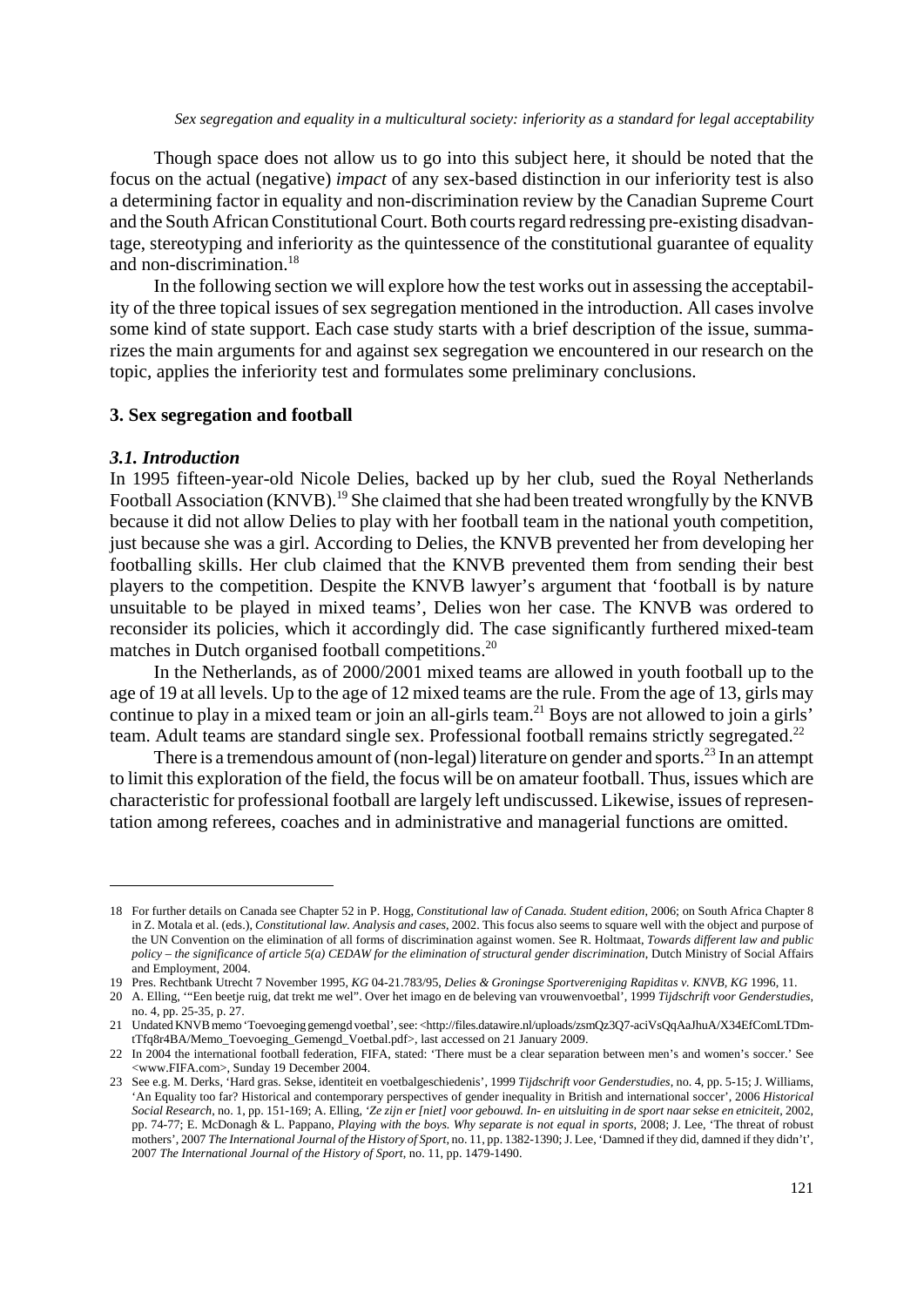Though space does not allow us to go into this subject here, it should be noted that the focus on the actual (negative) *impact* of any sex-based distinction in our inferiority test is also a determining factor in equality and non-discrimination review by the Canadian Supreme Court and the South African Constitutional Court. Both courts regard redressing pre-existing disadvantage, stereotyping and inferiority as the quintessence of the constitutional guarantee of equality and non-discrimination.[18]

In the following section we will explore how the test works out in assessing the acceptability of the three topical issues of sex segregation mentioned in the introduction. All cases involve some kind of state support. Each case study starts with a brief description of the issue, summarizes the main arguments for and against sex segregation we encountered in our research on the topic, applies the inferiority test and formulates some preliminary conclusions.

## 3. Sex segregation and football

### *3.1. Introduction*

In 1995 fifteen-year-old Nicole Delies, backed up by her club, sued the Royal Netherlands Football Association (KNVB).[19] She claimed that she had been treated wrongfully by the KNVB because it did not allow Delies to play with her football team in the national youth competition, just because she was a girl. According to Delies, the KNVB prevented her from developing her footballing skills. Her club claimed that the KNVB prevented them from sending their best players to the competition. Despite the KNVB lawyer's argument that 'football is by nature unsuitable to be played in mixed teams', Delies won her case. The KNVB was ordered to reconsider its policies, which it accordingly did. The case significantly furthered mixed-team matches in Dutch organised football competitions.[20]

In the Netherlands, as of 2000/2001 mixed teams are allowed in youth football up to the age of 19 at all levels. Up to the age of 12 mixed teams are the rule. From the age of 13, girls may continue to play in a mixed team or join an all-girls team.[21] Boys are not allowed to join a girls' team. Adult teams are standard single sex. Professional football remains strictly segregated.[22]

There is a tremendous amount of (non-legal) literature on gender and sports.[23] In an attempt to limit this exploration of the field, the focus will be on amateur football. Thus, issues which are characteristic for professional football are largely left undiscussed. Likewise, issues of representation among referees, coaches and in administrative and managerial functions are omitted.

---

18 For further details on Canada see Chapter 52 in P. Hogg, *Constitutional law of Canada. Student edition*, 2006; on South Africa Chapter 8 in Z. Motala et al. (eds.), *Constitutional law. Analysis and cases*, 2002. This focus also seems to square well with the object and purpose of the UN Convention on the elimination of all forms of discrimination against women. See R. Holtmaat, *Towards different law and public policy – the significance of article 5(a) CEDAW for the elimination of structural gender discrimination*, Dutch Ministry of Social Affairs and Employment, 2004.

19 Pres. Rechtbank Utrecht 7 November 1995, *KG* 04-21.783/95, *Delies & Groningse Sportvereniging Rapiditas v. KNVB*, *KG* 1996, 11.

20 A. Elling, '"Een beetje ruig, dat trekt me wel". Over het imago en de beleving van vrouwenvoetbal', 1999 *Tijdschrift voor Genderstudies*, no. 4, pp. 25-35, p. 27.

21 Undated KNVB memo 'Toevoeging gemengd voetbal', see: <http://files.datawire.nl/uploads/zsmQz3Q7-aciVsQqAaJhuA/X34EfComLTDm-tTfq8r4BA/Memo_Toevoeging_Gemengd_Voetbal.pdf>, last accessed on 21 January 2009.

22 In 2004 the international football federation, FIFA, stated: 'There must be a clear separation between men's and women's soccer.' See <www.FIFA.com>, Sunday 19 December 2004.

23 See e.g. M. Derks, 'Hard gras. Sekse, identiteit en voetbalgeschiedenis', 1999 *Tijdschrift voor Genderstudies*, no. 4, pp. 5-15; J. Williams, 'An Equality too far? Historical and contemporary perspectives of gender inequality in British and international soccer', 2006 *Historical Social Research*, no. 1, pp. 151-169; A. Elling, *'Ze zijn er [niet] voor gebouwd. In- en uitsluiting in de sport naar sekse en etniciteit*, 2002, pp. 74-77; E. McDonagh & L. Pappano, *Playing with the boys. Why separate is not equal in sports*, 2008; J. Lee, 'The threat of robust mothers', 2007 *The International Journal of the History of Sport*, no. 11, pp. 1382-1390; J. Lee, 'Damned if they did, damned if they didn't', 2007 *The International Journal of the History of Sport*, no. 11, pp. 1479-1490.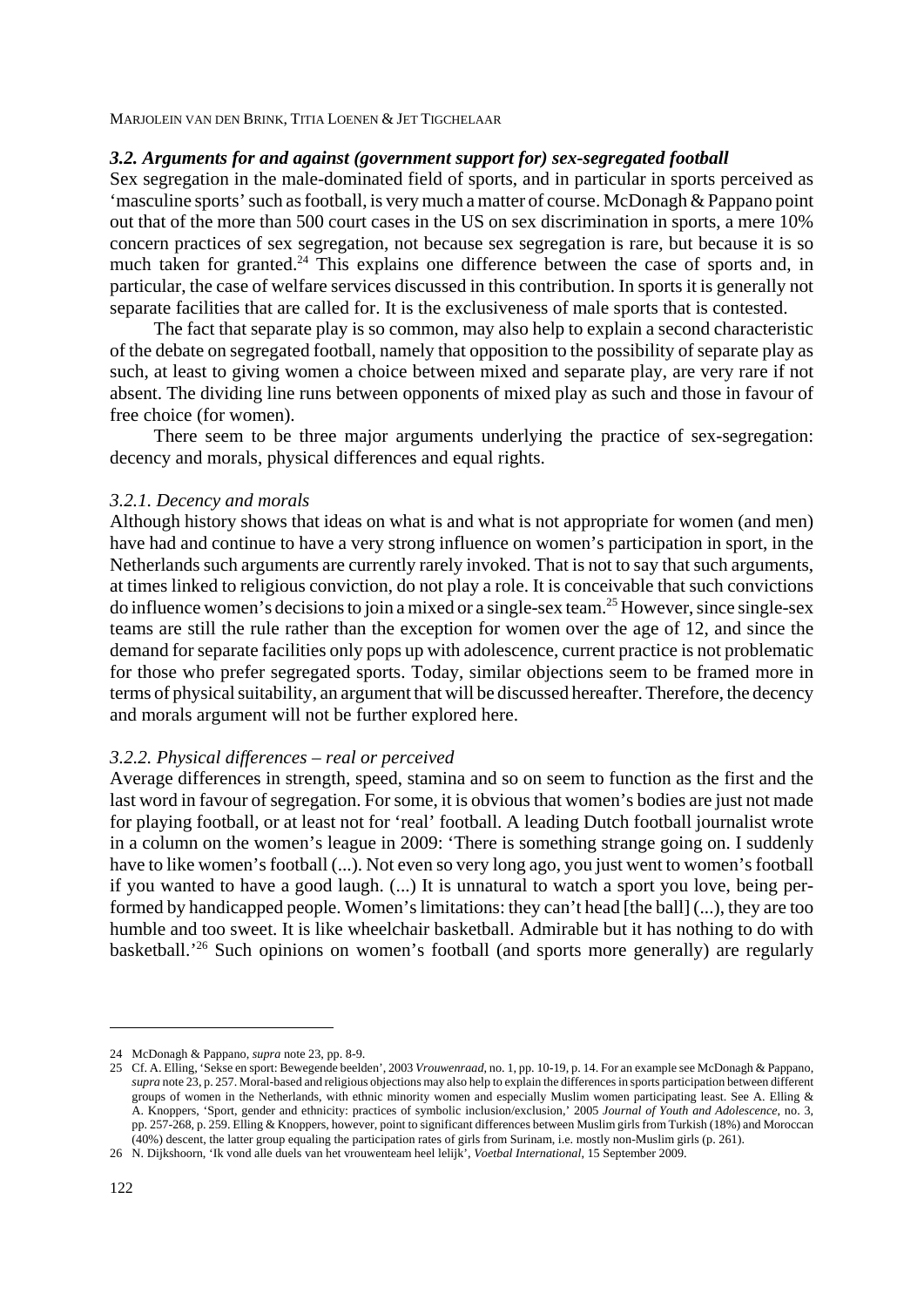### *3.2. Arguments for and against (government support for) sex-segregated football*

Sex segregation in the male-dominated field of sports, and in particular in sports perceived as 'masculine sports' such as football, is very much a matter of course. McDonagh & Pappano point out that of the more than 500 court cases in the US on sex discrimination in sports, a mere 10% concern practices of sex segregation, not because sex segregation is rare, but because it is so much taken for granted.[24] This explains one difference between the case of sports and, in particular, the case of welfare services discussed in this contribution. In sports it is generally not separate facilities that are called for. It is the exclusiveness of male sports that is contested.

The fact that separate play is so common, may also help to explain a second characteristic of the debate on segregated football, namely that opposition to the possibility of separate play as such, at least to giving women a choice between mixed and separate play, are very rare if not absent. The dividing line runs between opponents of mixed play as such and those in favour of free choice (for women).

There seem to be three major arguments underlying the practice of sex-segregation: decency and morals, physical differences and equal rights.

#### *3.2.1. Decency and morals*

Although history shows that ideas on what is and what is not appropriate for women (and men) have had and continue to have a very strong influence on women's participation in sport, in the Netherlands such arguments are currently rarely invoked. That is not to say that such arguments, at times linked to religious conviction, do not play a role. It is conceivable that such convictions do influence women's decisions to join a mixed or a single-sex team.[25] However, since single-sex teams are still the rule rather than the exception for women over the age of 12, and since the demand for separate facilities only pops up with adolescence, current practice is not problematic for those who prefer segregated sports. Today, similar objections seem to be framed more in terms of physical suitability, an argument that will be discussed hereafter. Therefore, the decency and morals argument will not be further explored here.

#### *3.2.2. Physical differences – real or perceived*

Average differences in strength, speed, stamina and so on seem to function as the first and the last word in favour of segregation. For some, it is obvious that women's bodies are just not made for playing football, or at least not for 'real' football. A leading Dutch football journalist wrote in a column on the women's league in 2009: 'There is something strange going on. I suddenly have to like women's football (...). Not even so very long ago, you just went to women's football if you wanted to have a good laugh. (...) It is unnatural to watch a sport you love, being performed by handicapped people. Women's limitations: they can't head [the ball] (...), they are too humble and too sweet. It is like wheelchair basketball. Admirable but it has nothing to do with basketball.'[26] Such opinions on women's football (and sports more generally) are regularly

---

24 McDonagh & Pappano, *supra* note 23, pp. 8-9.

25 Cf. A. Elling, 'Sekse en sport: Bewegende beelden', 2003 *Vrouwenraad*, no. 1, pp. 10-19, p. 14. For an example see McDonagh & Pappano, *supra* note 23, p. 257. Moral-based and religious objections may also help to explain the differences in sports participation between different groups of women in the Netherlands, with ethnic minority women and especially Muslim women participating least. See A. Elling & A. Knoppers, 'Sport, gender and ethnicity: practices of symbolic inclusion/exclusion,' 2005 *Journal of Youth and Adolescence*, no. 3, pp. 257-268, p. 259. Elling & Knoppers, however, point to significant differences between Muslim girls from Turkish (18%) and Moroccan (40%) descent, the latter group equaling the participation rates of girls from Surinam, i.e. mostly non-Muslim girls (p. 261).

26 N. Dijkshoorn, 'Ik vond alle duels van het vrouwenteam heel lelijk', *Voetbal International*, 15 September 2009.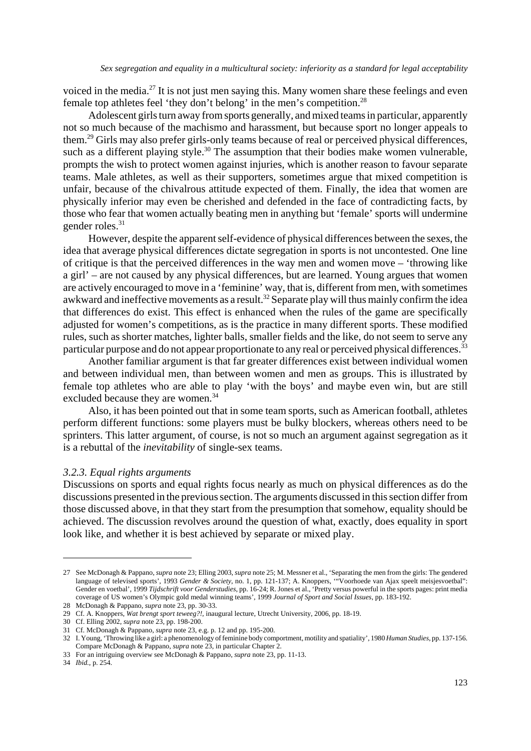voiced in the media.[27] It is not just men saying this. Many women share these feelings and even female top athletes feel 'they don't belong' in the men's competition.[28]

Adolescent girls turn away from sports generally, and mixed teams in particular, apparently not so much because of the machismo and harassment, but because sport no longer appeals to them.[29] Girls may also prefer girls-only teams because of real or perceived physical differences, such as a different playing style.[30] The assumption that their bodies make women vulnerable, prompts the wish to protect women against injuries, which is another reason to favour separate teams. Male athletes, as well as their supporters, sometimes argue that mixed competition is unfair, because of the chivalrous attitude expected of them. Finally, the idea that women are physically inferior may even be cherished and defended in the face of contradicting facts, by those who fear that women actually beating men in anything but 'female' sports will undermine gender roles.[31]

However, despite the apparent self-evidence of physical differences between the sexes, the idea that average physical differences dictate segregation in sports is not uncontested. One line of critique is that the perceived differences in the way men and women move – 'throwing like a girl' – are not caused by any physical differences, but are learned. Young argues that women are actively encouraged to move in a 'feminine' way, that is, different from men, with sometimes awkward and ineffective movements as a result.[32] Separate play will thus mainly confirm the idea that differences do exist. This effect is enhanced when the rules of the game are specifically adjusted for women's competitions, as is the practice in many different sports. These modified rules, such as shorter matches, lighter balls, smaller fields and the like, do not seem to serve any particular purpose and do not appear proportionate to any real or perceived physical differences.[33]

Another familiar argument is that far greater differences exist between individual women and between individual men, than between women and men as groups. This is illustrated by female top athletes who are able to play 'with the boys' and maybe even win, but are still excluded because they are women.[34]

Also, it has been pointed out that in some team sports, such as American football, athletes perform different functions: some players must be bulky blockers, whereas others need to be sprinters. This latter argument, of course, is not so much an argument against segregation as it is a rebuttal of the *inevitability* of single-sex teams.

### *3.2.3. Equal rights arguments*

Discussions on sports and equal rights focus nearly as much on physical differences as do the discussions presented in the previous section. The arguments discussed in this section differ from those discussed above, in that they start from the presumption that somehow, equality should be achieved. The discussion revolves around the question of what, exactly, does equality in sport look like, and whether it is best achieved by separate or mixed play.

---

27 See McDonagh & Pappano, *supra* note 23; Elling 2003, *supra* note 25; M. Messner et al., 'Separating the men from the girls: The gendered language of televised sports', 1993 *Gender & Society*, no. 1, pp. 121-137; A. Knoppers, '"Voorhoede van Ajax speelt meisjesvoetbal": Gender en voetbal', 1999 *Tijdschrift voor Genderstudies*, pp. 16-24; R. Jones et al., 'Pretty versus powerful in the sports pages: print media coverage of US women's Olympic gold medal winning teams', 1999 *Journal of Sport and Social Issues*, pp. 183-192.

28 McDonagh & Pappano, *supra* note 23, pp. 30-33.

29 Cf. A. Knoppers, *Wat brengt sport teweeg?!*, inaugural lecture, Utrecht University, 2006, pp. 18-19.

30 Cf. Elling 2002, *supra* note 23, pp. 198-200.

31 Cf. McDonagh & Pappano, *supra* note 23, e.g. p. 12 and pp. 195-200.

32 I. Young, 'Throwing like a girl: a phenomenology of feminine body comportment, motility and spatiality', 1980 *Human Studies*, pp. 137-156. Compare McDonagh & Pappano, *supra* note 23, in particular Chapter 2.

33 For an intriguing overview see McDonagh & Pappano, *supra* note 23, pp. 11-13.

34 *Ibid.*, p. 254.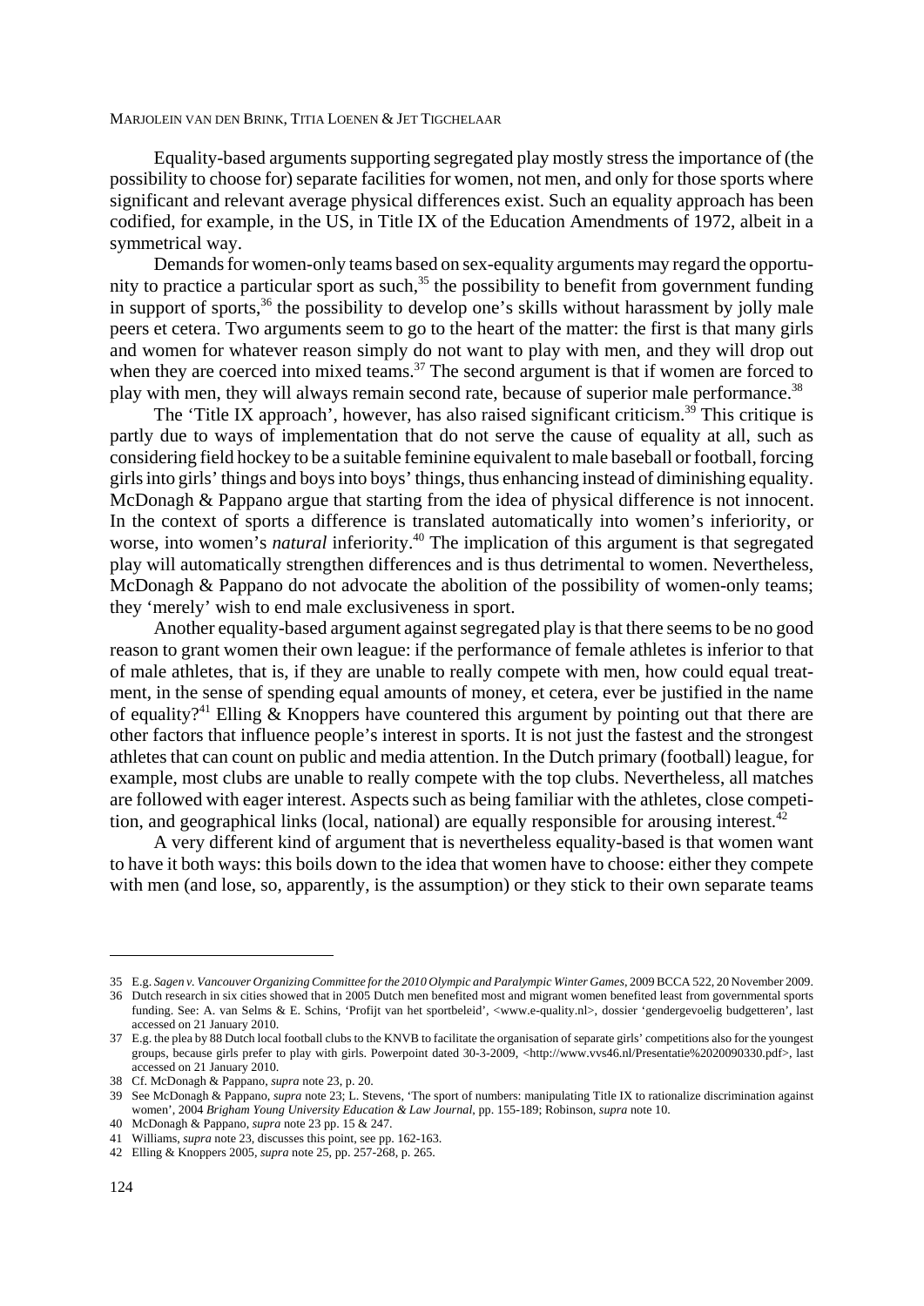Equality-based arguments supporting segregated play mostly stress the importance of (the possibility to choose for) separate facilities for women, not men, and only for those sports where significant and relevant average physical differences exist. Such an equality approach has been codified, for example, in the US, in Title IX of the Education Amendments of 1972, albeit in a symmetrical way.

Demands for women-only teams based on sex-equality arguments may regard the opportunity to practice a particular sport as such,[35] the possibility to benefit from government funding in support of sports,[36] the possibility to develop one's skills without harassment by jolly male peers et cetera. Two arguments seem to go to the heart of the matter: the first is that many girls and women for whatever reason simply do not want to play with men, and they will drop out when they are coerced into mixed teams.[37] The second argument is that if women are forced to play with men, they will always remain second rate, because of superior male performance.[38]

The 'Title IX approach', however, has also raised significant criticism.[39] This critique is partly due to ways of implementation that do not serve the cause of equality at all, such as considering field hockey to be a suitable feminine equivalent to male baseball or football, forcing girls into girls' things and boys into boys' things, thus enhancing instead of diminishing equality. McDonagh & Pappano argue that starting from the idea of physical difference is not innocent. In the context of sports a difference is translated automatically into women's inferiority, or worse, into women's *natural* inferiority.[40] The implication of this argument is that segregated play will automatically strengthen differences and is thus detrimental to women. Nevertheless, McDonagh & Pappano do not advocate the abolition of the possibility of women-only teams; they 'merely' wish to end male exclusiveness in sport.

Another equality-based argument against segregated play is that there seems to be no good reason to grant women their own league: if the performance of female athletes is inferior to that of male athletes, that is, if they are unable to really compete with men, how could equal treatment, in the sense of spending equal amounts of money, et cetera, ever be justified in the name of equality?[41] Elling & Knoppers have countered this argument by pointing out that there are other factors that influence people's interest in sports. It is not just the fastest and the strongest athletes that can count on public and media attention. In the Dutch primary (football) league, for example, most clubs are unable to really compete with the top clubs. Nevertheless, all matches are followed with eager interest. Aspects such as being familiar with the athletes, close competition, and geographical links (local, national) are equally responsible for arousing interest.[42]

A very different kind of argument that is nevertheless equality-based is that women want to have it both ways: this boils down to the idea that women have to choose: either they compete with men (and lose, so, apparently, is the assumption) or they stick to their own separate teams

---

35 E.g. *Sagen v. Vancouver Organizing Committee for the 2010 Olympic and Paralympic Winter Games*, 2009 BCCA 522, 20 November 2009.

36 Dutch research in six cities showed that in 2005 Dutch men benefited most and migrant women benefited least from governmental sports funding. See: A. van Selms & E. Schins, 'Profijt van het sportbeleid', <www.e-quality.nl>, dossier 'gendergevoelig budgetteren', last accessed on 21 January 2010.

37 E.g. the plea by 88 Dutch local football clubs to the KNVB to facilitate the organisation of separate girls' competitions also for the youngest groups, because girls prefer to play with girls. Powerpoint dated 30-3-2009, <http://www.vvs46.nl/Presentatie%2020090330.pdf>, last accessed on 21 January 2010.

38 Cf. McDonagh & Pappano, *supra* note 23, p. 20.

39 See McDonagh & Pappano, *supra* note 23; L. Stevens, 'The sport of numbers: manipulating Title IX to rationalize discrimination against women', 2004 *Brigham Young University Education & Law Journal*, pp. 155-189; Robinson, *supra* note 10.

40 McDonagh & Pappano, *supra* note 23 pp. 15 & 247.

41 Williams, *supra* note 23, discusses this point, see pp. 162-163.

42 Elling & Knoppers 2005, *supra* note 25, pp. 257-268, p. 265.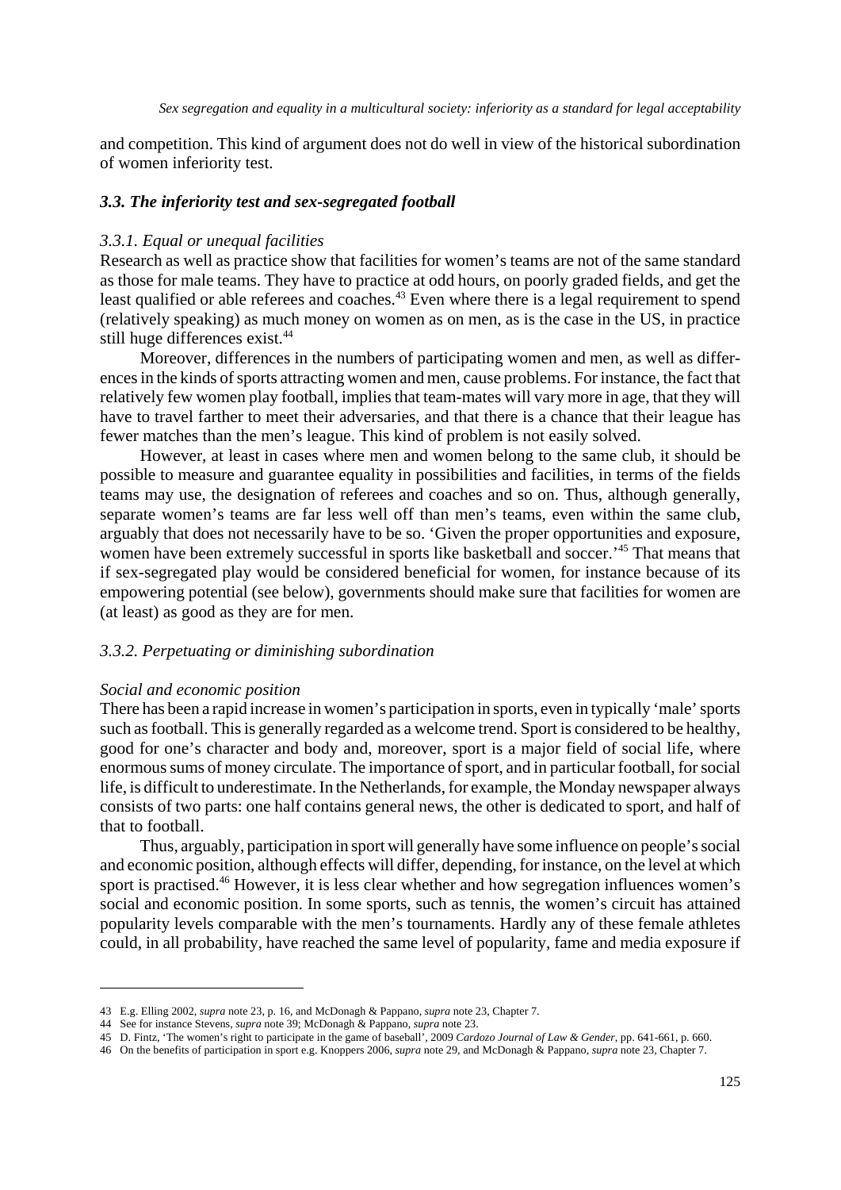and competition. This kind of argument does not do well in view of the historical subordination of women inferiority test.

### *3.3. The inferiority test and sex-segregated football*

#### *3.3.1. Equal or unequal facilities*

Research as well as practice show that facilities for women's teams are not of the same standard as those for male teams. They have to practice at odd hours, on poorly graded fields, and get the least qualified or able referees and coaches.[43] Even where there is a legal requirement to spend (relatively speaking) as much money on women as on men, as is the case in the US, in practice still huge differences exist.[44]

Moreover, differences in the numbers of participating women and men, as well as differences in the kinds of sports attracting women and men, cause problems. For instance, the fact that relatively few women play football, implies that team-mates will vary more in age, that they will have to travel farther to meet their adversaries, and that there is a chance that their league has fewer matches than the men's league. This kind of problem is not easily solved.

However, at least in cases where men and women belong to the same club, it should be possible to measure and guarantee equality in possibilities and facilities, in terms of the fields teams may use, the designation of referees and coaches and so on. Thus, although generally, separate women's teams are far less well off than men's teams, even within the same club, arguably that does not necessarily have to be so. 'Given the proper opportunities and exposure, women have been extremely successful in sports like basketball and soccer.'[45] That means that if sex-segregated play would be considered beneficial for women, for instance because of its empowering potential (see below), governments should make sure that facilities for women are (at least) as good as they are for men.

#### *3.3.2. Perpetuating or diminishing subordination*

*Social and economic position*

There has been a rapid increase in women's participation in sports, even in typically 'male' sports such as football. This is generally regarded as a welcome trend. Sport is considered to be healthy, good for one's character and body and, moreover, sport is a major field of social life, where enormous sums of money circulate. The importance of sport, and in particular football, for social life, is difficult to underestimate. In the Netherlands, for example, the Monday newspaper always consists of two parts: one half contains general news, the other is dedicated to sport, and half of that to football.

Thus, arguably, participation in sport will generally have some influence on people's social and economic position, although effects will differ, depending, for instance, on the level at which sport is practised.[46] However, it is less clear whether and how segregation influences women's social and economic position. In some sports, such as tennis, the women's circuit has attained popularity levels comparable with the men's tournaments. Hardly any of these female athletes could, in all probability, have reached the same level of popularity, fame and media exposure if

---

43 E.g. Elling 2002, *supra* note 23, p. 16, and McDonagh & Pappano, *supra* note 23, Chapter 7.

44 See for instance Stevens, *supra* note 39; McDonagh & Pappano, *supra* note 23.

45 D. Fintz, 'The women's right to participate in the game of baseball', 2009 *Cardozo Journal of Law & Gender*, pp. 641-661, p. 660.

46 On the benefits of participation in sport e.g. Knoppers 2006, *supra* note 29, and McDonagh & Pappano, *supra* note 23, Chapter 7.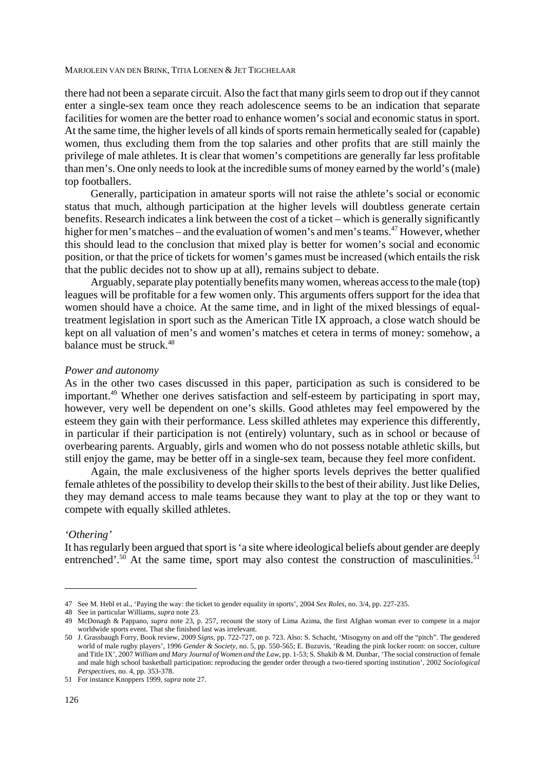there had not been a separate circuit. Also the fact that many girls seem to drop out if they cannot enter a single-sex team once they reach adolescence seems to be an indication that separate facilities for women are the better road to enhance women's social and economic status in sport. At the same time, the higher levels of all kinds of sports remain hermetically sealed for (capable) women, thus excluding them from the top salaries and other profits that are still mainly the privilege of male athletes. It is clear that women's competitions are generally far less profitable than men's. One only needs to look at the incredible sums of money earned by the world's (male) top footballers.

Generally, participation in amateur sports will not raise the athlete's social or economic status that much, although participation at the higher levels will doubtless generate certain benefits. Research indicates a link between the cost of a ticket – which is generally significantly higher for men's matches – and the evaluation of women's and men's teams.[47] However, whether this should lead to the conclusion that mixed play is better for women's social and economic position, or that the price of tickets for women's games must be increased (which entails the risk that the public decides not to show up at all), remains subject to debate.

Arguably, separate play potentially benefits many women, whereas access to the male (top) leagues will be profitable for a few women only. This arguments offers support for the idea that women should have a choice. At the same time, and in light of the mixed blessings of equal-treatment legislation in sport such as the American Title IX approach, a close watch should be kept on all valuation of men's and women's matches et cetera in terms of money: somehow, a balance must be struck.[48]

*Power and autonomy*

As in the other two cases discussed in this paper, participation as such is considered to be important.[49] Whether one derives satisfaction and self-esteem by participating in sport may, however, very well be dependent on one's skills. Good athletes may feel empowered by the esteem they gain with their performance. Less skilled athletes may experience this differently, in particular if their participation is not (entirely) voluntary, such as in school or because of overbearing parents. Arguably, girls and women who do not possess notable athletic skills, but still enjoy the game, may be better off in a single-sex team, because they feel more confident.

Again, the male exclusiveness of the higher sports levels deprives the better qualified female athletes of the possibility to develop their skills to the best of their ability. Just like Delies, they may demand access to male teams because they want to play at the top or they want to compete with equally skilled athletes.

*'Othering'*

It has regularly been argued that sport is 'a site where ideological beliefs about gender are deeply entrenched'.[50] At the same time, sport may also contest the construction of masculinities.[51]

---

47 See M. Hebl et al., 'Paying the way: the ticket to gender equality in sports', 2004 *Sex Roles*, no. 3/4, pp. 227-235.

48 See in particular Williams, *supra* note 23.

49 McDonagh & Pappano, *supra* note 23, p. 257, recount the story of Lima Azima, the first Afghan woman ever to compete in a major worldwide sports event. That she finished last was irrelevant.

50 J. Grassbaugh Forry, Book review, 2009 *Signs*, pp. 722-727, on p. 723. Also: S. Schacht, 'Misogyny on and off the "pitch". The gendered world of male rugby players', 1996 *Gender & Society*, no. 5, pp. 550-565; E. Buzuvis, 'Reading the pink locker room: on soccer, culture and Title IX', 2007 *William and Mary Journal of Women and the Law*, pp. 1-53; S. Shakib & M. Dunbar, 'The social construction of female and male high school basketball participation: reproducing the gender order through a two-tiered sporting institution', 2002 *Sociological Perspectives*, no. 4, pp. 353-378.

51 For instance Knoppers 1999, *supra* note 27.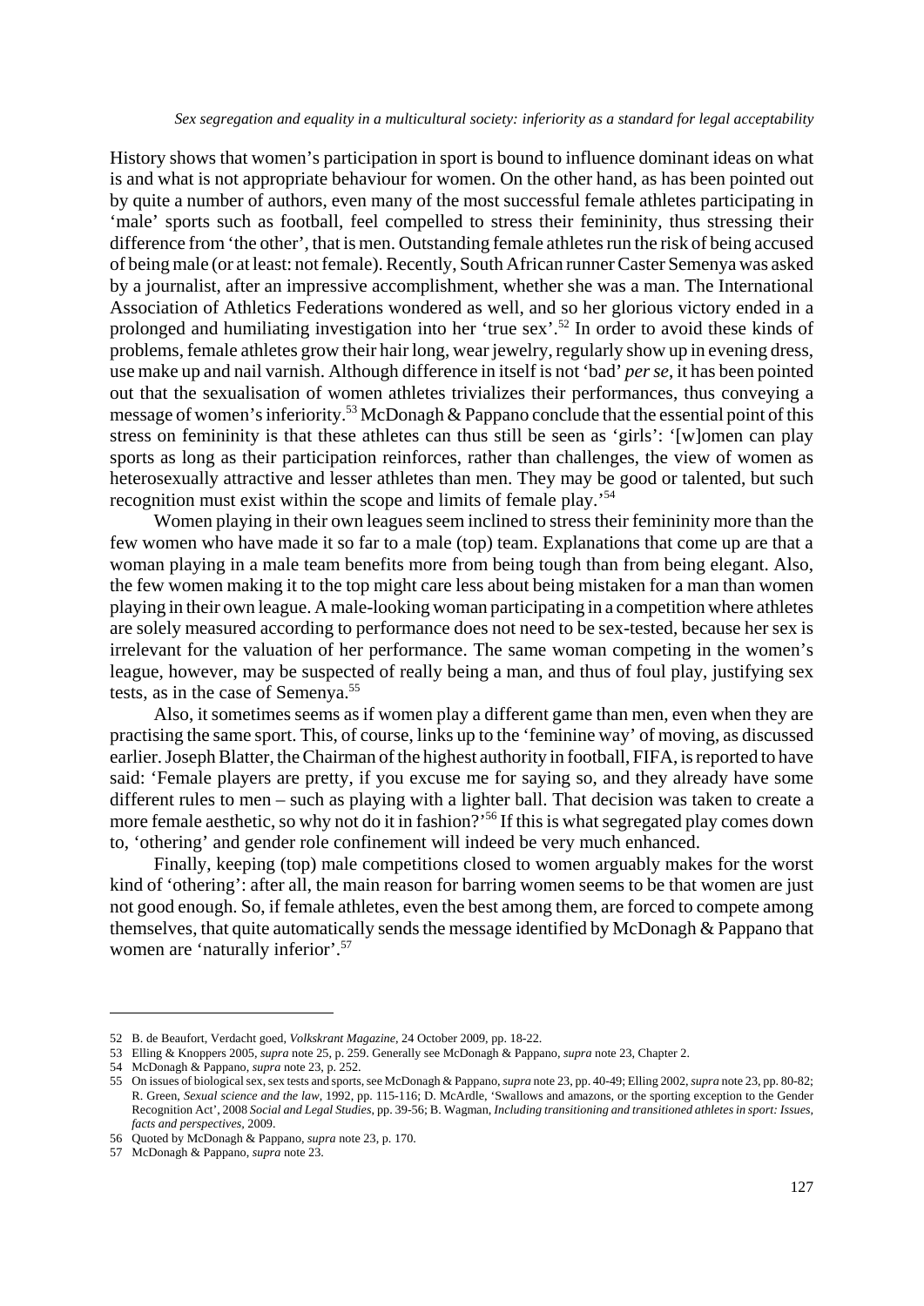History shows that women's participation in sport is bound to influence dominant ideas on what is and what is not appropriate behaviour for women. On the other hand, as has been pointed out by quite a number of authors, even many of the most successful female athletes participating in 'male' sports such as football, feel compelled to stress their femininity, thus stressing their difference from 'the other', that is men. Outstanding female athletes run the risk of being accused of being male (or at least: not female). Recently, South African runner Caster Semenya was asked by a journalist, after an impressive accomplishment, whether she was a man. The International Association of Athletics Federations wondered as well, and so her glorious victory ended in a prolonged and humiliating investigation into her 'true sex'.[52] In order to avoid these kinds of problems, female athletes grow their hair long, wear jewelry, regularly show up in evening dress, use make up and nail varnish. Although difference in itself is not 'bad' *per se*, it has been pointed out that the sexualisation of women athletes trivializes their performances, thus conveying a message of women's inferiority.[53] McDonagh & Pappano conclude that the essential point of this stress on femininity is that these athletes can thus still be seen as 'girls': '[w]omen can play sports as long as their participation reinforces, rather than challenges, the view of women as heterosexually attractive and lesser athletes than men. They may be good or talented, but such recognition must exist within the scope and limits of female play.'[54]

Women playing in their own leagues seem inclined to stress their femininity more than the few women who have made it so far to a male (top) team. Explanations that come up are that a woman playing in a male team benefits more from being tough than from being elegant. Also, the few women making it to the top might care less about being mistaken for a man than women playing in their own league. A male-looking woman participating in a competition where athletes are solely measured according to performance does not need to be sex-tested, because her sex is irrelevant for the valuation of her performance. The same woman competing in the women's league, however, may be suspected of really being a man, and thus of foul play, justifying sex tests, as in the case of Semenya.[55]

Also, it sometimes seems as if women play a different game than men, even when they are practising the same sport. This, of course, links up to the 'feminine way' of moving, as discussed earlier. Joseph Blatter, the Chairman of the highest authority in football, FIFA, is reported to have said: 'Female players are pretty, if you excuse me for saying so, and they already have some different rules to men – such as playing with a lighter ball. That decision was taken to create a more female aesthetic, so why not do it in fashion?'[56] If this is what segregated play comes down to, 'othering' and gender role confinement will indeed be very much enhanced.

Finally, keeping (top) male competitions closed to women arguably makes for the worst kind of 'othering': after all, the main reason for barring women seems to be that women are just not good enough. So, if female athletes, even the best among them, are forced to compete among themselves, that quite automatically sends the message identified by McDonagh & Pappano that women are 'naturally inferior'.[57]

---

52 B. de Beaufort, Verdacht goed, *Volkskrant Magazine*, 24 October 2009, pp. 18-22.

53 Elling & Knoppers 2005, *supra* note 25, p. 259. Generally see McDonagh & Pappano, *supra* note 23, Chapter 2.

54 McDonagh & Pappano, *supra* note 23, p. 252.

55 On issues of biological sex, sex tests and sports, see McDonagh & Pappano, *supra* note 23, pp. 40-49; Elling 2002, *supra* note 23, pp. 80-82; R. Green, *Sexual science and the law*, 1992, pp. 115-116; D. McArdle, 'Swallows and amazons, or the sporting exception to the Gender Recognition Act', 2008 *Social and Legal Studies*, pp. 39-56; B. Wagman, *Including transitioning and transitioned athletes in sport: Issues, facts and perspectives*, 2009.

56 Quoted by McDonagh & Pappano, *supra* note 23, p. 170.

57 McDonagh & Pappano, *supra* note 23.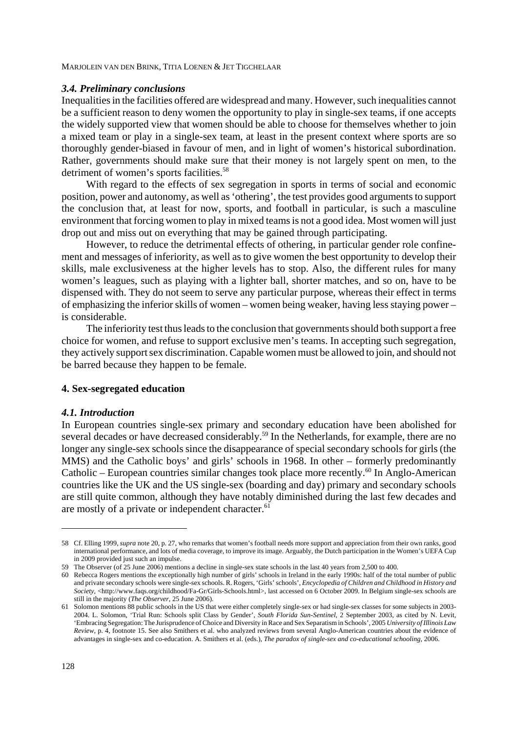### *3.4. Preliminary conclusions*

Inequalities in the facilities offered are widespread and many. However, such inequalities cannot be a sufficient reason to deny women the opportunity to play in single-sex teams, if one accepts the widely supported view that women should be able to choose for themselves whether to join a mixed team or play in a single-sex team, at least in the present context where sports are so thoroughly gender-biased in favour of men, and in light of women's historical subordination. Rather, governments should make sure that their money is not largely spent on men, to the detriment of women's sports facilities.[58]

With regard to the effects of sex segregation in sports in terms of social and economic position, power and autonomy, as well as 'othering', the test provides good arguments to support the conclusion that, at least for now, sports, and football in particular, is such a masculine environment that forcing women to play in mixed teams is not a good idea. Most women will just drop out and miss out on everything that may be gained through participating.

However, to reduce the detrimental effects of othering, in particular gender role confinement and messages of inferiority, as well as to give women the best opportunity to develop their skills, male exclusiveness at the higher levels has to stop. Also, the different rules for many women's leagues, such as playing with a lighter ball, shorter matches, and so on, have to be dispensed with. They do not seem to serve any particular purpose, whereas their effect in terms of emphasizing the inferior skills of women – women being weaker, having less staying power – is considerable.

The inferiority test thus leads to the conclusion that governments should both support a free choice for women, and refuse to support exclusive men's teams. In accepting such segregation, they actively support sex discrimination. Capable women must be allowed to join, and should not be barred because they happen to be female.

## 4. Sex-segregated education

### *4.1. Introduction*

In European countries single-sex primary and secondary education have been abolished for several decades or have decreased considerably.[59] In the Netherlands, for example, there are no longer any single-sex schools since the disappearance of special secondary schools for girls (the MMS) and the Catholic boys' and girls' schools in 1968. In other – formerly predominantly Catholic – European countries similar changes took place more recently.[60] In Anglo-American countries like the UK and the US single-sex (boarding and day) primary and secondary schools are still quite common, although they have notably diminished during the last few decades and are mostly of a private or independent character.[61]

---

58 Cf. Elling 1999, *supra* note 20, p. 27, who remarks that women's football needs more support and appreciation from their own ranks, good international performance, and lots of media coverage, to improve its image. Arguably, the Dutch participation in the Women's UEFA Cup in 2009 provided just such an impulse.

59 The Observer (of 25 June 2006) mentions a decline in single-sex state schools in the last 40 years from 2,500 to 400.

60 Rebecca Rogers mentions the exceptionally high number of girls' schools in Ireland in the early 1990s: half of the total number of public and private secondary schools were single-sex schools. R. Rogers, 'Girls' schools', *Encyclopedia of Children and Childhood in History and Society*, <http://www.faqs.org/childhood/Fa-Gr/Girls-Schools.html>, last accessed on 6 October 2009. In Belgium single-sex schools are still in the majority (*The Observer*, 25 June 2006).

61 Solomon mentions 88 public schools in the US that were either completely single-sex or had single-sex classes for some subjects in 2003-2004. L. Solomon, 'Trial Run: Schools split Class by Gender', *South Florida Sun-Sentinel*, 2 September 2003, as cited by N. Levit, 'Embracing Segregation: The Jurisprudence of Choice and Diversity in Race and Sex Separatism in Schools', 2005 *University of Illinois Law Review*, p. 4, footnote 15. See also Smithers et al. who analyzed reviews from several Anglo-American countries about the evidence of advantages in single-sex and co-education. A. Smithers et al. (eds.), *The paradox of single-sex and co-educational schooling*, 2006.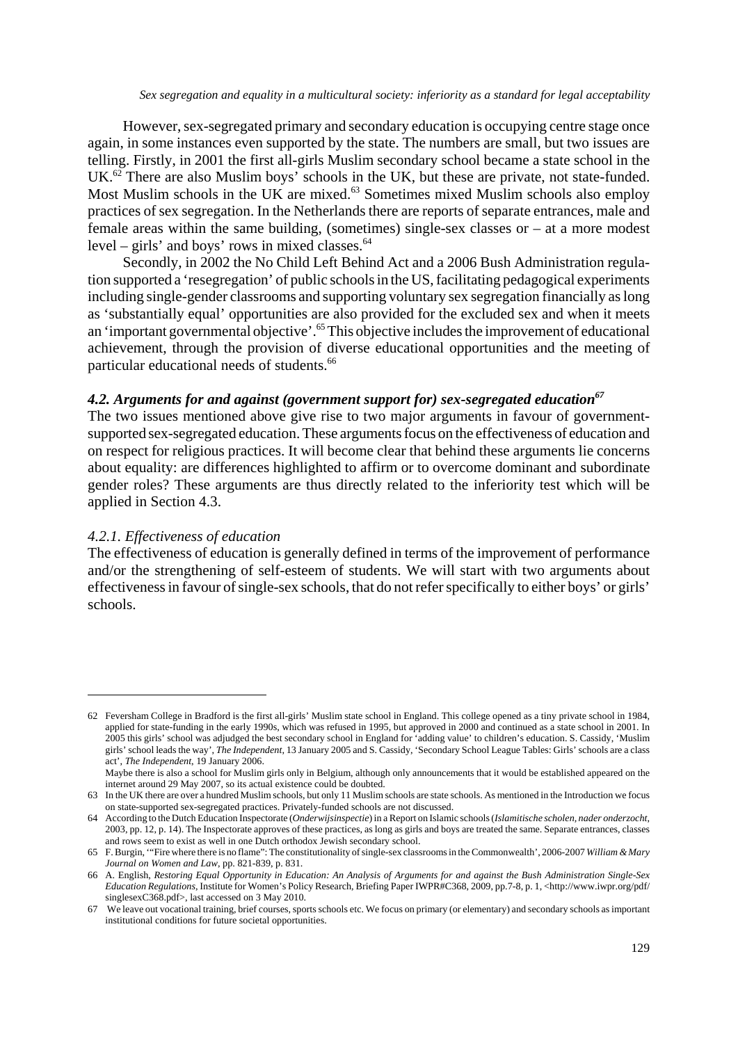However, sex-segregated primary and secondary education is occupying centre stage once again, in some instances even supported by the state. The numbers are small, but two issues are telling. Firstly, in 2001 the first all-girls Muslim secondary school became a state school in the UK.[62] There are also Muslim boys' schools in the UK, but these are private, not state-funded. Most Muslim schools in the UK are mixed.[63] Sometimes mixed Muslim schools also employ practices of sex segregation. In the Netherlands there are reports of separate entrances, male and female areas within the same building, (sometimes) single-sex classes or – at a more modest level – girls' and boys' rows in mixed classes.[64]

Secondly, in 2002 the No Child Left Behind Act and a 2006 Bush Administration regulation supported a 'resegregation' of public schools in the US, facilitating pedagogical experiments including single-gender classrooms and supporting voluntary sex segregation financially as long as 'substantially equal' opportunities are also provided for the excluded sex and when it meets an 'important governmental objective'.[65] This objective includes the improvement of educational achievement, through the provision of diverse educational opportunities and the meeting of particular educational needs of students.[66]

### *4.2. Arguments for and against (government support for) sex-segregated education*[67]

The two issues mentioned above give rise to two major arguments in favour of government-supported sex-segregated education. These arguments focus on the effectiveness of education and on respect for religious practices. It will become clear that behind these arguments lie concerns about equality: are differences highlighted to affirm or to overcome dominant and subordinate gender roles? These arguments are thus directly related to the inferiority test which will be applied in Section 4.3.

#### *4.2.1. Effectiveness of education*

The effectiveness of education is generally defined in terms of the improvement of performance and/or the strengthening of self-esteem of students. We will start with two arguments about effectiveness in favour of single-sex schools, that do not refer specifically to either boys' or girls' schools.

---

62 Feversham College in Bradford is the first all-girls' Muslim state school in England. This college opened as a tiny private school in 1984, applied for state-funding in the early 1990s, which was refused in 1995, but approved in 2000 and continued as a state school in 2001. In 2005 this girls' school was adjudged the best secondary school in England for 'adding value' to children's education. S. Cassidy, 'Muslim girls' school leads the way', *The Independent*, 13 January 2005 and S. Cassidy, 'Secondary School League Tables: Girls' schools are a class act', *The Independent*, 19 January 2006.
Maybe there is also a school for Muslim girls only in Belgium, although only announcements that it would be established appeared on the internet around 29 May 2007, so its actual existence could be doubted.

63 In the UK there are over a hundred Muslim schools, but only 11 Muslim schools are state schools. As mentioned in the Introduction we focus on state-supported sex-segregated practices. Privately-funded schools are not discussed.

64 According to the Dutch Education Inspectorate (*Onderwijsinspectie*) in a Report on Islamic schools (*Islamitische scholen, nader onderzocht*, 2003, pp. 12, p. 14). The Inspectorate approves of these practices, as long as girls and boys are treated the same. Separate entrances, classes and rows seem to exist as well in one Dutch orthodox Jewish secondary school.

65 F. Burgin, '"Fire where there is no flame": The constitutionality of single-sex classrooms in the Commonwealth', 2006-2007 *William & Mary Journal on Women and Law*, pp. 821-839, p. 831.

66 A. English, *Restoring Equal Opportunity in Education: An Analysis of Arguments for and against the Bush Administration Single-Sex Education Regulations*, Institute for Women's Policy Research, Briefing Paper IWPR#C368, 2009, pp.7-8, p. 1, <http://www.iwpr.org/pdf/singlesexC368.pdf>, last accessed on 3 May 2010.

67 We leave out vocational training, brief courses, sports schools etc. We focus on primary (or elementary) and secondary schools as important institutional conditions for future societal opportunities.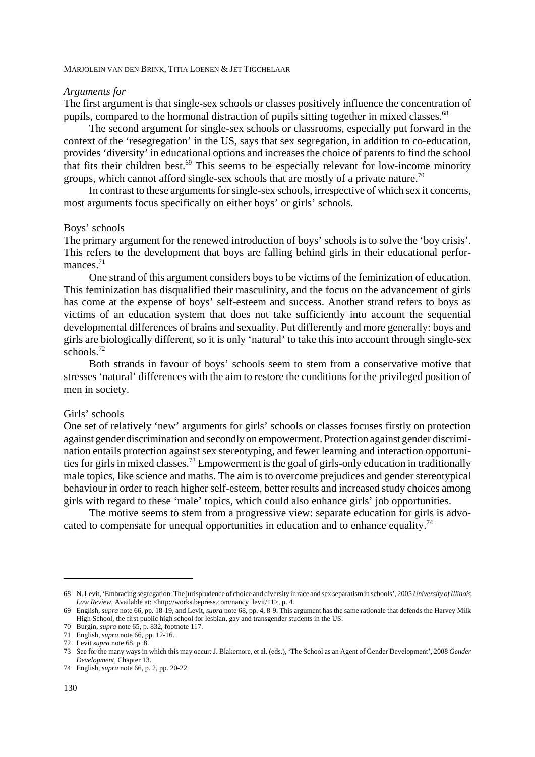### *Arguments for*

The first argument is that single-sex schools or classes positively influence the concentration of pupils, compared to the hormonal distraction of pupils sitting together in mixed classes.[68]

The second argument for single-sex schools or classrooms, especially put forward in the context of the 'resegregation' in the US, says that sex segregation, in addition to co-education, provides 'diversity' in educational options and increases the choice of parents to find the school that fits their children best.[69] This seems to be especially relevant for low-income minority groups, which cannot afford single-sex schools that are mostly of a private nature.[70]

In contrast to these arguments for single-sex schools, irrespective of which sex it concerns, most arguments focus specifically on either boys' or girls' schools.

#### Boys' schools

The primary argument for the renewed introduction of boys' schools is to solve the 'boy crisis'. This refers to the development that boys are falling behind girls in their educational performances.[71]

One strand of this argument considers boys to be victims of the feminization of education. This feminization has disqualified their masculinity, and the focus on the advancement of girls has come at the expense of boys' self-esteem and success. Another strand refers to boys as victims of an education system that does not take sufficiently into account the sequential developmental differences of brains and sexuality. Put differently and more generally: boys and girls are biologically different, so it is only 'natural' to take this into account through single-sex schools.[72]

Both strands in favour of boys' schools seem to stem from a conservative motive that stresses 'natural' differences with the aim to restore the conditions for the privileged position of men in society.

#### Girls' schools

One set of relatively 'new' arguments for girls' schools or classes focuses firstly on protection against gender discrimination and secondly on empowerment. Protection against gender discrimination entails protection against sex stereotyping, and fewer learning and interaction opportunities for girls in mixed classes.[73] Empowerment is the goal of girls-only education in traditionally male topics, like science and maths. The aim is to overcome prejudices and gender stereotypical behaviour in order to reach higher self-esteem, better results and increased study choices among girls with regard to these 'male' topics, which could also enhance girls' job opportunities.

The motive seems to stem from a progressive view: separate education for girls is advocated to compensate for unequal opportunities in education and to enhance equality.[74]

---

68 N. Levit, 'Embracing segregation: The jurisprudence of choice and diversity in race and sex separatism in schools', 2005 *University of Illinois Law Review*. Available at: <http://works.bepress.com/nancy_levit/11>, p. 4.

69 English, *supra* note 66, pp. 18-19, and Levit, *supra* note 68, pp. 4, 8-9. This argument has the same rationale that defends the Harvey Milk High School, the first public high school for lesbian, gay and transgender students in the US.

70 Burgin, *supra* note 65, p. 832, footnote 117.

71 English, *supra* note 66, pp. 12-16.

72 Levit *supra* note 68, p. 8.

73 See for the many ways in which this may occur: J. Blakemore, et al. (eds.), 'The School as an Agent of Gender Development', 2008 *Gender Development*, Chapter 13.

74 English, *supra* note 66, p. 2, pp. 20-22.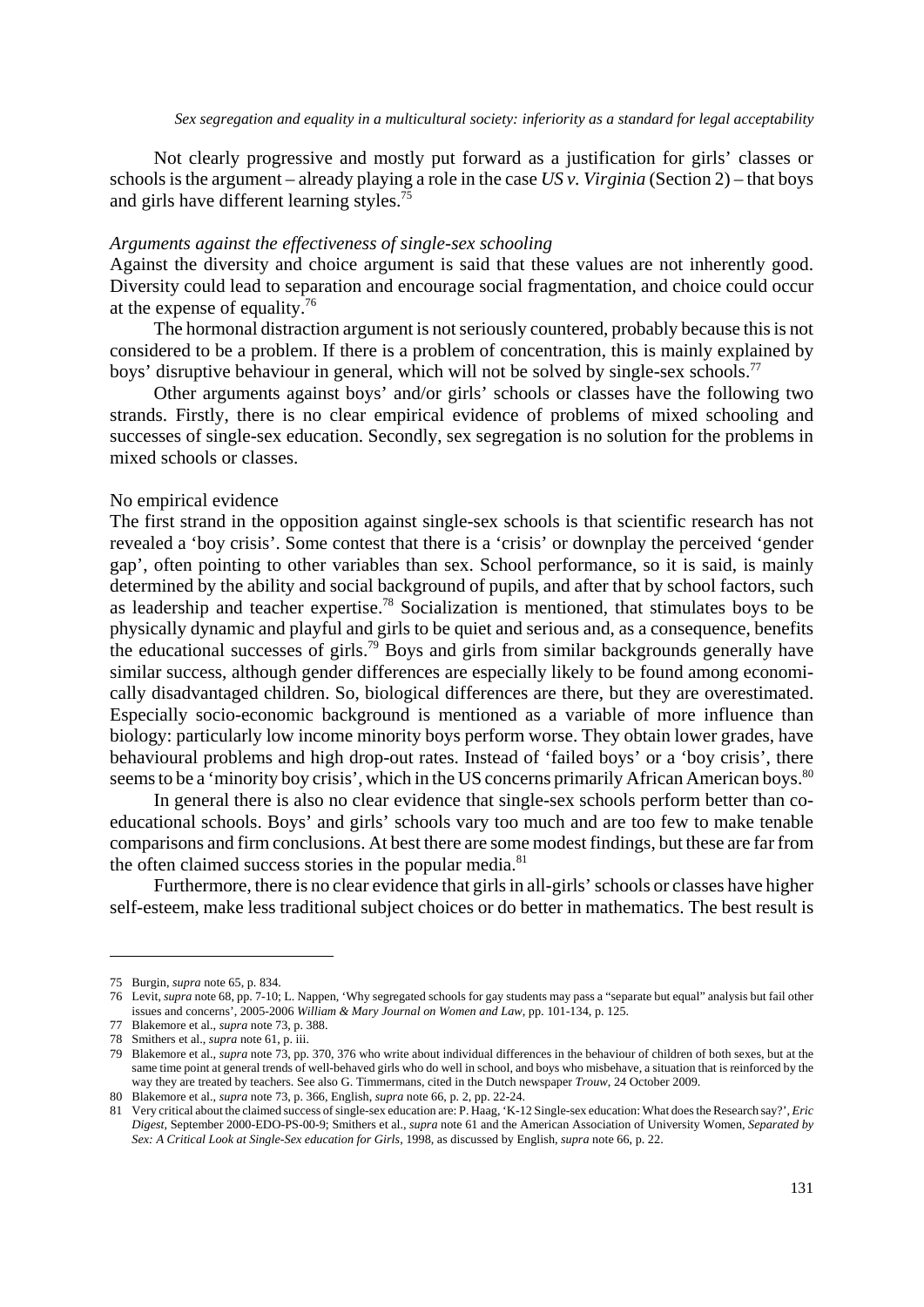Not clearly progressive and mostly put forward as a justification for girls' classes or schools is the argument – already playing a role in the case *US v. Virginia* (Section 2) – that boys and girls have different learning styles.[75]

*Arguments against the effectiveness of single-sex schooling*

Against the diversity and choice argument is said that these values are not inherently good. Diversity could lead to separation and encourage social fragmentation, and choice could occur at the expense of equality.[76]

The hormonal distraction argument is not seriously countered, probably because this is not considered to be a problem. If there is a problem of concentration, this is mainly explained by boys' disruptive behaviour in general, which will not be solved by single-sex schools.[77]

Other arguments against boys' and/or girls' schools or classes have the following two strands. Firstly, there is no clear empirical evidence of problems of mixed schooling and successes of single-sex education. Secondly, sex segregation is no solution for the problems in mixed schools or classes.

No empirical evidence

The first strand in the opposition against single-sex schools is that scientific research has not revealed a 'boy crisis'. Some contest that there is a 'crisis' or downplay the perceived 'gender gap', often pointing to other variables than sex. School performance, so it is said, is mainly determined by the ability and social background of pupils, and after that by school factors, such as leadership and teacher expertise.[78] Socialization is mentioned, that stimulates boys to be physically dynamic and playful and girls to be quiet and serious and, as a consequence, benefits the educational successes of girls.[79] Boys and girls from similar backgrounds generally have similar success, although gender differences are especially likely to be found among economically disadvantaged children. So, biological differences are there, but they are overestimated. Especially socio-economic background is mentioned as a variable of more influence than biology: particularly low income minority boys perform worse. They obtain lower grades, have behavioural problems and high drop-out rates. Instead of 'failed boys' or a 'boy crisis', there seems to be a 'minority boy crisis', which in the US concerns primarily African American boys.[80]

In general there is also no clear evidence that single-sex schools perform better than co-educational schools. Boys' and girls' schools vary too much and are too few to make tenable comparisons and firm conclusions. At best there are some modest findings, but these are far from the often claimed success stories in the popular media.[81]

Furthermore, there is no clear evidence that girls in all-girls' schools or classes have higher self-esteem, make less traditional subject choices or do better in mathematics. The best result is

---

75 Burgin, *supra* note 65, p. 834.

76 Levit, *supra* note 68, pp. 7-10; L. Nappen, 'Why segregated schools for gay students may pass a "separate but equal" analysis but fail other issues and concerns', 2005-2006 *William & Mary Journal on Women and Law*, pp. 101-134, p. 125.

77 Blakemore et al., *supra* note 73, p. 388.

78 Smithers et al., *supra* note 61, p. iii.

79 Blakemore et al., *supra* note 73, pp. 370, 376 who write about individual differences in the behaviour of children of both sexes, but at the same time point at general trends of well-behaved girls who do well in school, and boys who misbehave, a situation that is reinforced by the way they are treated by teachers. See also G. Timmermans, cited in the Dutch newspaper *Trouw*, 24 October 2009.

80 Blakemore et al., *supra* note 73, p. 366, English, *supra* note 66, p. 2, pp. 22-24.

81 Very critical about the claimed success of single-sex education are: P. Haag, 'K-12 Single-sex education: What does the Research say?', *Eric Digest*, September 2000-EDO-PS-00-9; Smithers et al., *supra* note 61 and the American Association of University Women, *Separated by Sex: A Critical Look at Single-Sex education for Girls*, 1998, as discussed by English, *supra* note 66, p. 22.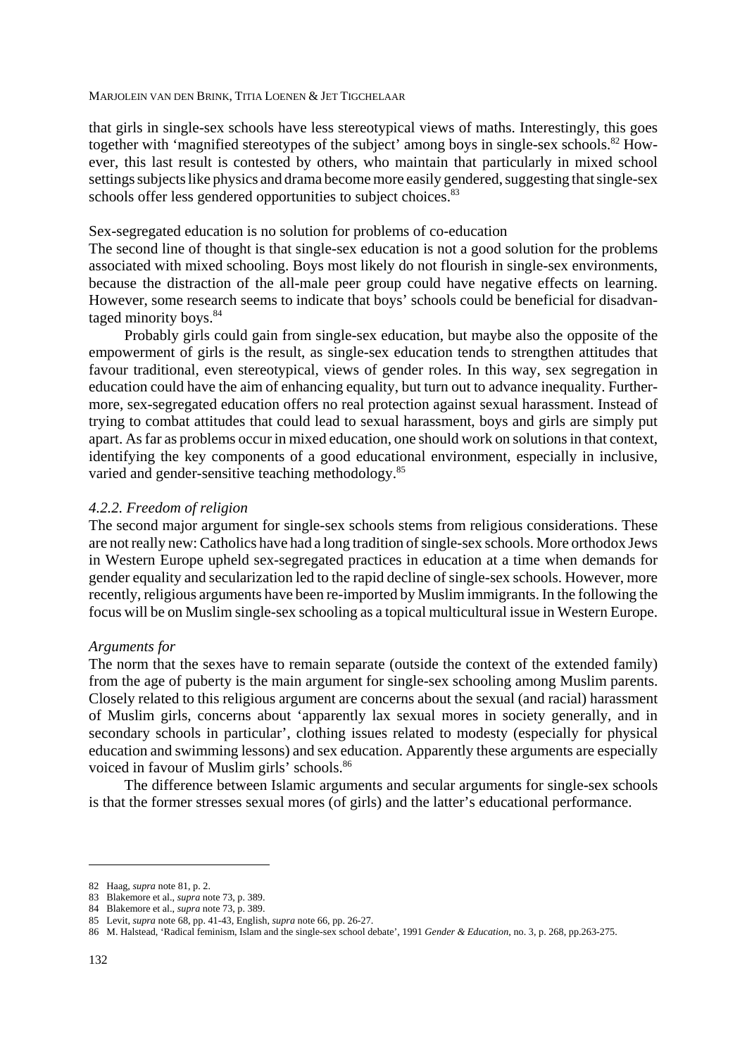that girls in single-sex schools have less stereotypical views of maths. Interestingly, this goes together with 'magnified stereotypes of the subject' among boys in single-sex schools.[82] However, this last result is contested by others, who maintain that particularly in mixed school settings subjects like physics and drama become more easily gendered, suggesting that single-sex schools offer less gendered opportunities to subject choices.[83]

Sex-segregated education is no solution for problems of co-education

The second line of thought is that single-sex education is not a good solution for the problems associated with mixed schooling. Boys most likely do not flourish in single-sex environments, because the distraction of the all-male peer group could have negative effects on learning. However, some research seems to indicate that boys' schools could be beneficial for disadvantaged minority boys.[84]

Probably girls could gain from single-sex education, but maybe also the opposite of the empowerment of girls is the result, as single-sex education tends to strengthen attitudes that favour traditional, even stereotypical, views of gender roles. In this way, sex segregation in education could have the aim of enhancing equality, but turn out to advance inequality. Furthermore, sex-segregated education offers no real protection against sexual harassment. Instead of trying to combat attitudes that could lead to sexual harassment, boys and girls are simply put apart. As far as problems occur in mixed education, one should work on solutions in that context, identifying the key components of a good educational environment, especially in inclusive, varied and gender-sensitive teaching methodology.[85]

### *4.2.2. Freedom of religion*

The second major argument for single-sex schools stems from religious considerations. These are not really new: Catholics have had a long tradition of single-sex schools. More orthodox Jews in Western Europe upheld sex-segregated practices in education at a time when demands for gender equality and secularization led to the rapid decline of single-sex schools. However, more recently, religious arguments have been re-imported by Muslim immigrants. In the following the focus will be on Muslim single-sex schooling as a topical multicultural issue in Western Europe.

*Arguments for*

The norm that the sexes have to remain separate (outside the context of the extended family) from the age of puberty is the main argument for single-sex schooling among Muslim parents. Closely related to this religious argument are concerns about the sexual (and racial) harassment of Muslim girls, concerns about 'apparently lax sexual mores in society generally, and in secondary schools in particular', clothing issues related to modesty (especially for physical education and swimming lessons) and sex education. Apparently these arguments are especially voiced in favour of Muslim girls' schools.[86]

The difference between Islamic arguments and secular arguments for single-sex schools is that the former stresses sexual mores (of girls) and the latter's educational performance.

---

82 Haag, *supra* note 81, p. 2.

83 Blakemore et al., *supra* note 73, p. 389.

84 Blakemore et al., *supra* note 73, p. 389.

85 Levit, *supra* note 68, pp. 41-43, English, *supra* note 66, pp. 26-27.

86 M. Halstead, 'Radical feminism, Islam and the single-sex school debate', 1991 *Gender & Education*, no. 3, p. 268, pp.263-275.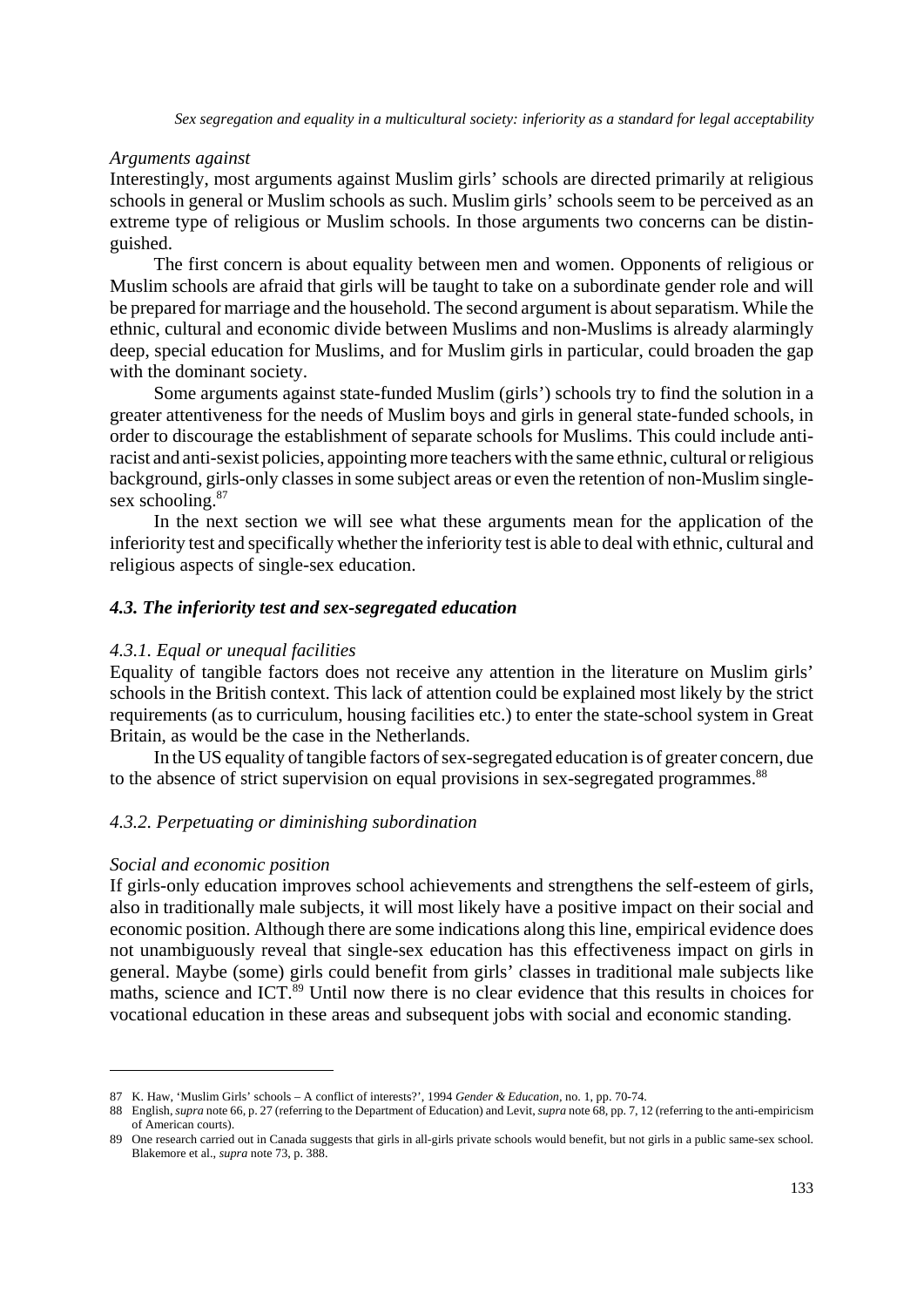*Arguments against*

Interestingly, most arguments against Muslim girls' schools are directed primarily at religious schools in general or Muslim schools as such. Muslim girls' schools seem to be perceived as an extreme type of religious or Muslim schools. In those arguments two concerns can be distinguished.

The first concern is about equality between men and women. Opponents of religious or Muslim schools are afraid that girls will be taught to take on a subordinate gender role and will be prepared for marriage and the household. The second argument is about separatism. While the ethnic, cultural and economic divide between Muslims and non-Muslims is already alarmingly deep, special education for Muslims, and for Muslim girls in particular, could broaden the gap with the dominant society.

Some arguments against state-funded Muslim (girls') schools try to find the solution in a greater attentiveness for the needs of Muslim boys and girls in general state-funded schools, in order to discourage the establishment of separate schools for Muslims. This could include anti-racist and anti-sexist policies, appointing more teachers with the same ethnic, cultural or religious background, girls-only classes in some subject areas or even the retention of non-Muslim single-sex schooling.[87]

In the next section we will see what these arguments mean for the application of the inferiority test and specifically whether the inferiority test is able to deal with ethnic, cultural and religious aspects of single-sex education.

### *4.3. The inferiority test and sex-segregated education*

#### *4.3.1. Equal or unequal facilities*

Equality of tangible factors does not receive any attention in the literature on Muslim girls' schools in the British context. This lack of attention could be explained most likely by the strict requirements (as to curriculum, housing facilities etc.) to enter the state-school system in Great Britain, as would be the case in the Netherlands.

In the US equality of tangible factors of sex-segregated education is of greater concern, due to the absence of strict supervision on equal provisions in sex-segregated programmes.[88]

#### *4.3.2. Perpetuating or diminishing subordination*

*Social and economic position*

If girls-only education improves school achievements and strengthens the self-esteem of girls, also in traditionally male subjects, it will most likely have a positive impact on their social and economic position. Although there are some indications along this line, empirical evidence does not unambiguously reveal that single-sex education has this effectiveness impact on girls in general. Maybe (some) girls could benefit from girls' classes in traditional male subjects like maths, science and ICT.[89] Until now there is no clear evidence that this results in choices for vocational education in these areas and subsequent jobs with social and economic standing.

---

87 K. Haw, 'Muslim Girls' schools – A conflict of interests?', 1994 *Gender & Education*, no. 1, pp. 70-74.

88 English, *supra* note 66, p. 27 (referring to the Department of Education) and Levit, *supra* note 68, pp. 7, 12 (referring to the anti-empiricism of American courts).

89 One research carried out in Canada suggests that girls in all-girls private schools would benefit, but not girls in a public same-sex school. Blakemore et al., *supra* note 73, p. 388.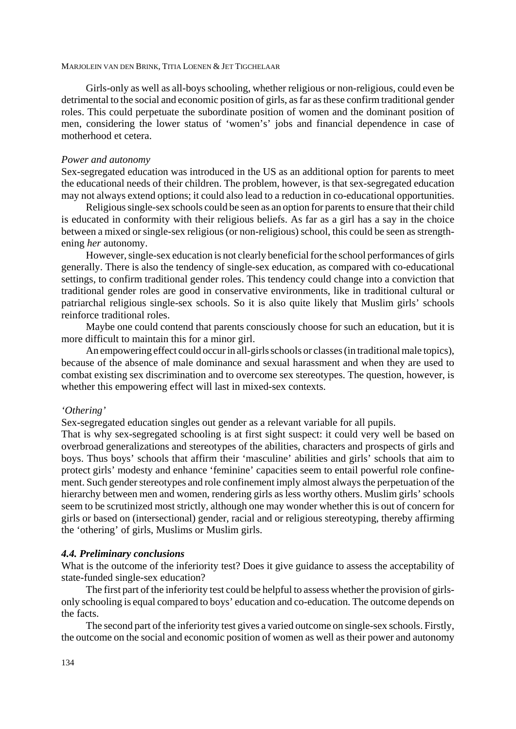Girls-only as well as all-boys schooling, whether religious or non-religious, could even be detrimental to the social and economic position of girls, as far as these confirm traditional gender roles. This could perpetuate the subordinate position of women and the dominant position of men, considering the lower status of 'women's' jobs and financial dependence in case of motherhood et cetera.

*Power and autonomy*

Sex-segregated education was introduced in the US as an additional option for parents to meet the educational needs of their children. The problem, however, is that sex-segregated education may not always extend options; it could also lead to a reduction in co-educational opportunities.

Religious single-sex schools could be seen as an option for parents to ensure that their child is educated in conformity with their religious beliefs. As far as a girl has a say in the choice between a mixed or single-sex religious (or non-religious) school, this could be seen as strengthening *her* autonomy.

However, single-sex education is not clearly beneficial for the school performances of girls generally. There is also the tendency of single-sex education, as compared with co-educational settings, to confirm traditional gender roles. This tendency could change into a conviction that traditional gender roles are good in conservative environments, like in traditional cultural or patriarchal religious single-sex schools. So it is also quite likely that Muslim girls' schools reinforce traditional roles.

Maybe one could contend that parents consciously choose for such an education, but it is more difficult to maintain this for a minor girl.

An empowering effect could occur in all-girls schools or classes (in traditional male topics), because of the absence of male dominance and sexual harassment and when they are used to combat existing sex discrimination and to overcome sex stereotypes. The question, however, is whether this empowering effect will last in mixed-sex contexts.

*'Othering'*

Sex-segregated education singles out gender as a relevant variable for all pupils.

That is why sex-segregated schooling is at first sight suspect: it could very well be based on overbroad generalizations and stereotypes of the abilities, characters and prospects of girls and boys. Thus boys' schools that affirm their 'masculine' abilities and girls' schools that aim to protect girls' modesty and enhance 'feminine' capacities seem to entail powerful role confinement. Such gender stereotypes and role confinement imply almost always the perpetuation of the hierarchy between men and women, rendering girls as less worthy others. Muslim girls' schools seem to be scrutinized most strictly, although one may wonder whether this is out of concern for girls or based on (intersectional) gender, racial and or religious stereotyping, thereby affirming the 'othering' of girls, Muslims or Muslim girls.

### *4.4. Preliminary conclusions*

What is the outcome of the inferiority test? Does it give guidance to assess the acceptability of state-funded single-sex education?

The first part of the inferiority test could be helpful to assess whether the provision of girls-only schooling is equal compared to boys' education and co-education. The outcome depends on the facts.

The second part of the inferiority test gives a varied outcome on single-sex schools. Firstly, the outcome on the social and economic position of women as well as their power and autonomy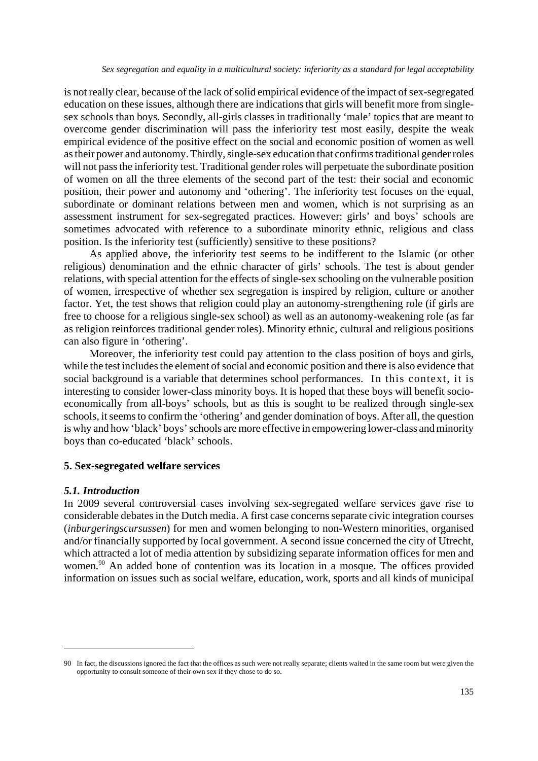is not really clear, because of the lack of solid empirical evidence of the impact of sex-segregated education on these issues, although there are indications that girls will benefit more from single-sex schools than boys. Secondly, all-girls classes in traditionally 'male' topics that are meant to overcome gender discrimination will pass the inferiority test most easily, despite the weak empirical evidence of the positive effect on the social and economic position of women as well as their power and autonomy. Thirdly, single-sex education that confirms traditional gender roles will not pass the inferiority test. Traditional gender roles will perpetuate the subordinate position of women on all the three elements of the second part of the test: their social and economic position, their power and autonomy and 'othering'. The inferiority test focuses on the equal, subordinate or dominant relations between men and women, which is not surprising as an assessment instrument for sex-segregated practices. However: girls' and boys' schools are sometimes advocated with reference to a subordinate minority ethnic, religious and class position. Is the inferiority test (sufficiently) sensitive to these positions?

As applied above, the inferiority test seems to be indifferent to the Islamic (or other religious) denomination and the ethnic character of girls' schools. The test is about gender relations, with special attention for the effects of single-sex schooling on the vulnerable position of women, irrespective of whether sex segregation is inspired by religion, culture or another factor. Yet, the test shows that religion could play an autonomy-strengthening role (if girls are free to choose for a religious single-sex school) as well as an autonomy-weakening role (as far as religion reinforces traditional gender roles). Minority ethnic, cultural and religious positions can also figure in 'othering'.

Moreover, the inferiority test could pay attention to the class position of boys and girls, while the test includes the element of social and economic position and there is also evidence that social background is a variable that determines school performances. In this context, it is interesting to consider lower-class minority boys. It is hoped that these boys will benefit socio-economically from all-boys' schools, but as this is sought to be realized through single-sex schools, it seems to confirm the 'othering' and gender domination of boys. After all, the question is why and how 'black' boys' schools are more effective in empowering lower-class and minority boys than co-educated 'black' schools.

## 5. Sex-segregated welfare services

### *5.1. Introduction*

In 2009 several controversial cases involving sex-segregated welfare services gave rise to considerable debates in the Dutch media. A first case concerns separate civic integration courses (*inburgeringscursussen*) for men and women belonging to non-Western minorities, organised and/or financially supported by local government. A second issue concerned the city of Utrecht, which attracted a lot of media attention by subsidizing separate information offices for men and women.[90] An added bone of contention was its location in a mosque. The offices provided information on issues such as social welfare, education, work, sports and all kinds of municipal

---

90 In fact, the discussions ignored the fact that the offices as such were not really separate; clients waited in the same room but were given the opportunity to consult someone of their own sex if they chose to do so.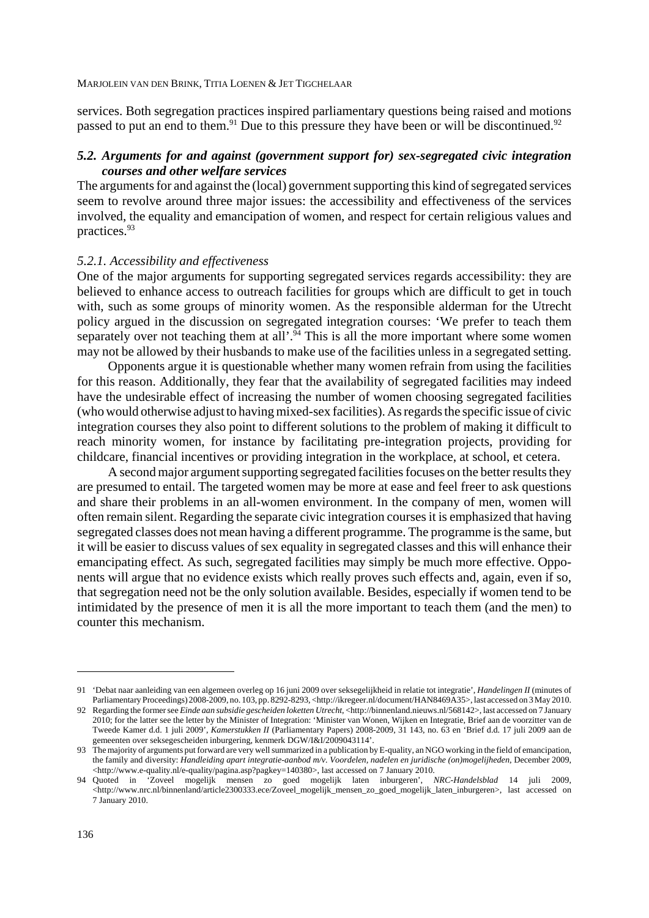services. Both segregation practices inspired parliamentary questions being raised and motions passed to put an end to them.[91] Due to this pressure they have been or will be discontinued.[92]

### *5.2. Arguments for and against (government support for) sex-segregated civic integration courses and other welfare services*

The arguments for and against the (local) government supporting this kind of segregated services seem to revolve around three major issues: the accessibility and effectiveness of the services involved, the equality and emancipation of women, and respect for certain religious values and practices.[93]

#### *5.2.1. Accessibility and effectiveness*

One of the major arguments for supporting segregated services regards accessibility: they are believed to enhance access to outreach facilities for groups which are difficult to get in touch with, such as some groups of minority women. As the responsible alderman for the Utrecht policy argued in the discussion on segregated integration courses: 'We prefer to teach them separately over not teaching them at all'.[94] This is all the more important where some women may not be allowed by their husbands to make use of the facilities unless in a segregated setting.

Opponents argue it is questionable whether many women refrain from using the facilities for this reason. Additionally, they fear that the availability of segregated facilities may indeed have the undesirable effect of increasing the number of women choosing segregated facilities (who would otherwise adjust to having mixed-sex facilities). As regards the specific issue of civic integration courses they also point to different solutions to the problem of making it difficult to reach minority women, for instance by facilitating pre-integration projects, providing for childcare, financial incentives or providing integration in the workplace, at school, et cetera.

A second major argument supporting segregated facilities focuses on the better results they are presumed to entail. The targeted women may be more at ease and feel freer to ask questions and share their problems in an all-women environment. In the company of men, women will often remain silent. Regarding the separate civic integration courses it is emphasized that having segregated classes does not mean having a different programme. The programme is the same, but it will be easier to discuss values of sex equality in segregated classes and this will enhance their emancipating effect. As such, segregated facilities may simply be much more effective. Opponents will argue that no evidence exists which really proves such effects and, again, even if so, that segregation need not be the only solution available. Besides, especially if women tend to be intimidated by the presence of men it is all the more important to teach them (and the men) to counter this mechanism.

---

91 'Debat naar aanleiding van een algemeen overleg op 16 juni 2009 over seksegelijkheid in relatie tot integratie', *Handelingen II* (minutes of Parliamentary Proceedings) 2008-2009, no. 103, pp. 8292-8293, <http://ikregeer.nl/document/HAN8469A35>, last accessed on 3 May 2010.

92 Regarding the former see *Einde aan subsidie gescheiden loketten Utrecht*, <http://binnenland.nieuws.nl/568142>, last accessed on 7 January 2010; for the latter see the letter by the Minister of Integration: 'Minister van Wonen, Wijken en Integratie, Brief aan de voorzitter van de Tweede Kamer d.d. 1 juli 2009', *Kamerstukken II* (Parliamentary Papers) 2008-2009, 31 143, no. 63 en 'Brief d.d. 17 juli 2009 aan de gemeenten over seksegescheiden inburgering, kenmerk DGW/I&I/2009043114'.

93 The majority of arguments put forward are very well summarized in a publication by E-quality, an NGO working in the field of emancipation, the family and diversity: *Handleiding apart integratie-aanbod m/v. Voordelen, nadelen en juridische (on)mogelijkheden*, December 2009, <http://www.e-quality.nl/e-quality/pagina.asp?pagkey=140380>, last accessed on 7 January 2010.

94 Quoted in 'Zoveel mogelijk mensen zo goed mogelijk laten inburgeren', *NRC-Handelsblad* 14 juli 2009, <http://www.nrc.nl/binnenland/article2300333.ece/Zoveel_mogelijk_mensen_zo_goed_mogelijk_laten_inburgeren>, last accessed on 7 January 2010.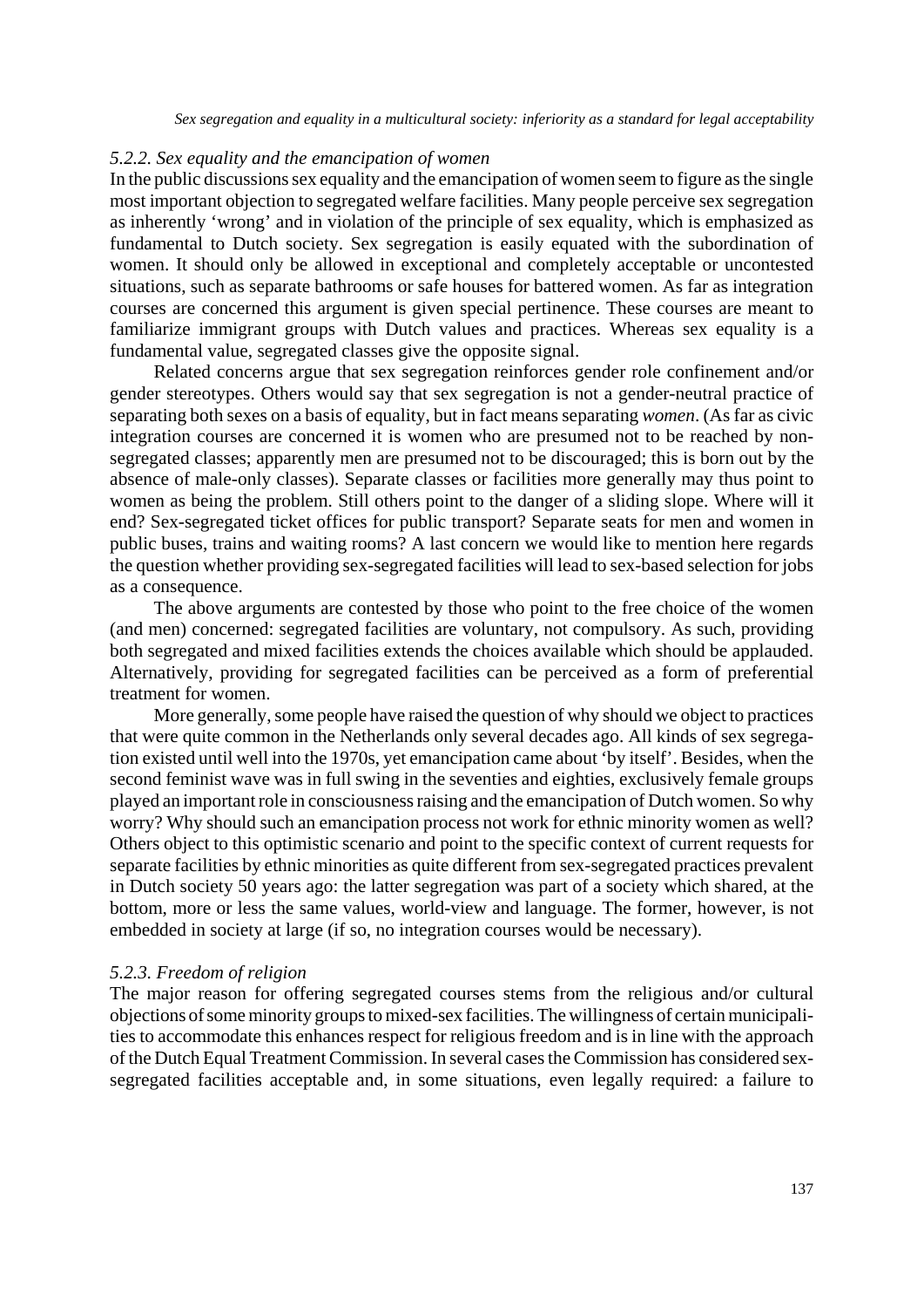### *5.2.2. Sex equality and the emancipation of women*

In the public discussions sex equality and the emancipation of women seem to figure as the single most important objection to segregated welfare facilities. Many people perceive sex segregation as inherently 'wrong' and in violation of the principle of sex equality, which is emphasized as fundamental to Dutch society. Sex segregation is easily equated with the subordination of women. It should only be allowed in exceptional and completely acceptable or uncontested situations, such as separate bathrooms or safe houses for battered women. As far as integration courses are concerned this argument is given special pertinence. These courses are meant to familiarize immigrant groups with Dutch values and practices. Whereas sex equality is a fundamental value, segregated classes give the opposite signal.

Related concerns argue that sex segregation reinforces gender role confinement and/or gender stereotypes. Others would say that sex segregation is not a gender-neutral practice of separating both sexes on a basis of equality, but in fact means separating *women*. (As far as civic integration courses are concerned it is women who are presumed not to be reached by non-segregated classes; apparently men are presumed not to be discouraged; this is born out by the absence of male-only classes). Separate classes or facilities more generally may thus point to women as being the problem. Still others point to the danger of a sliding slope. Where will it end? Sex-segregated ticket offices for public transport? Separate seats for men and women in public buses, trains and waiting rooms? A last concern we would like to mention here regards the question whether providing sex-segregated facilities will lead to sex-based selection for jobs as a consequence.

The above arguments are contested by those who point to the free choice of the women (and men) concerned: segregated facilities are voluntary, not compulsory. As such, providing both segregated and mixed facilities extends the choices available which should be applauded. Alternatively, providing for segregated facilities can be perceived as a form of preferential treatment for women.

More generally, some people have raised the question of why should we object to practices that were quite common in the Netherlands only several decades ago. All kinds of sex segregation existed until well into the 1970s, yet emancipation came about 'by itself'. Besides, when the second feminist wave was in full swing in the seventies and eighties, exclusively female groups played an important role in consciousness raising and the emancipation of Dutch women. So why worry? Why should such an emancipation process not work for ethnic minority women as well? Others object to this optimistic scenario and point to the specific context of current requests for separate facilities by ethnic minorities as quite different from sex-segregated practices prevalent in Dutch society 50 years ago: the latter segregation was part of a society which shared, at the bottom, more or less the same values, world-view and language. The former, however, is not embedded in society at large (if so, no integration courses would be necessary).

### *5.2.3. Freedom of religion*

The major reason for offering segregated courses stems from the religious and/or cultural objections of some minority groups to mixed-sex facilities. The willingness of certain municipalities to accommodate this enhances respect for religious freedom and is in line with the approach of the Dutch Equal Treatment Commission. In several cases the Commission has considered sex-segregated facilities acceptable and, in some situations, even legally required: a failure to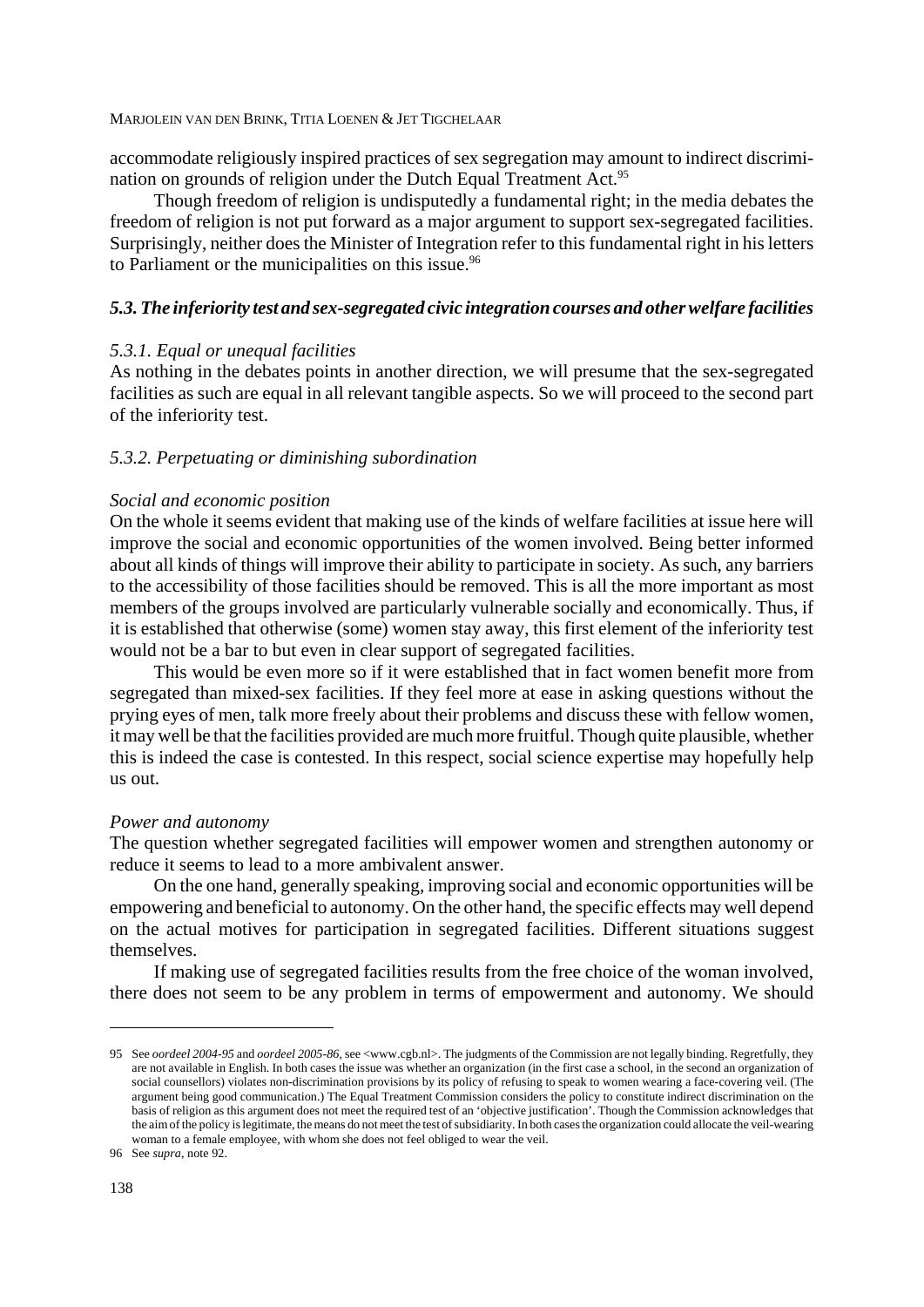accommodate religiously inspired practices of sex segregation may amount to indirect discrimination on grounds of religion under the Dutch Equal Treatment Act.[95]

Though freedom of religion is undisputedly a fundamental right; in the media debates the freedom of religion is not put forward as a major argument to support sex-segregated facilities. Surprisingly, neither does the Minister of Integration refer to this fundamental right in his letters to Parliament or the municipalities on this issue.[96]

### *5.3. The inferiority test and sex-segregated civic integration courses and other welfare facilities*

#### *5.3.1. Equal or unequal facilities*

As nothing in the debates points in another direction, we will presume that the sex-segregated facilities as such are equal in all relevant tangible aspects. So we will proceed to the second part of the inferiority test.

#### *5.3.2. Perpetuating or diminishing subordination*

*Social and economic position*

On the whole it seems evident that making use of the kinds of welfare facilities at issue here will improve the social and economic opportunities of the women involved. Being better informed about all kinds of things will improve their ability to participate in society. As such, any barriers to the accessibility of those facilities should be removed. This is all the more important as most members of the groups involved are particularly vulnerable socially and economically. Thus, if it is established that otherwise (some) women stay away, this first element of the inferiority test would not be a bar to but even in clear support of segregated facilities.

This would be even more so if it were established that in fact women benefit more from segregated than mixed-sex facilities. If they feel more at ease in asking questions without the prying eyes of men, talk more freely about their problems and discuss these with fellow women, it may well be that the facilities provided are much more fruitful. Though quite plausible, whether this is indeed the case is contested. In this respect, social science expertise may hopefully help us out.

*Power and autonomy*

The question whether segregated facilities will empower women and strengthen autonomy or reduce it seems to lead to a more ambivalent answer.

On the one hand, generally speaking, improving social and economic opportunities will be empowering and beneficial to autonomy. On the other hand, the specific effects may well depend on the actual motives for participation in segregated facilities. Different situations suggest themselves.

If making use of segregated facilities results from the free choice of the woman involved, there does not seem to be any problem in terms of empowerment and autonomy. We should

---

95 See *oordeel 2004-95* and *oordeel 2005-86*, see <www.cgb.nl>. The judgments of the Commission are not legally binding. Regretfully, they are not available in English. In both cases the issue was whether an organization (in the first case a school, in the second an organization of social counsellors) violates non-discrimination provisions by its policy of refusing to speak to women wearing a face-covering veil. (The argument being good communication.) The Equal Treatment Commission considers the policy to constitute indirect discrimination on the basis of religion as this argument does not meet the required test of an 'objective justification'. Though the Commission acknowledges that the aim of the policy is legitimate, the means do not meet the test of subsidiarity. In both cases the organization could allocate the veil-wearing woman to a female employee, with whom she does not feel obliged to wear the veil.

96 See *supra*, note 92.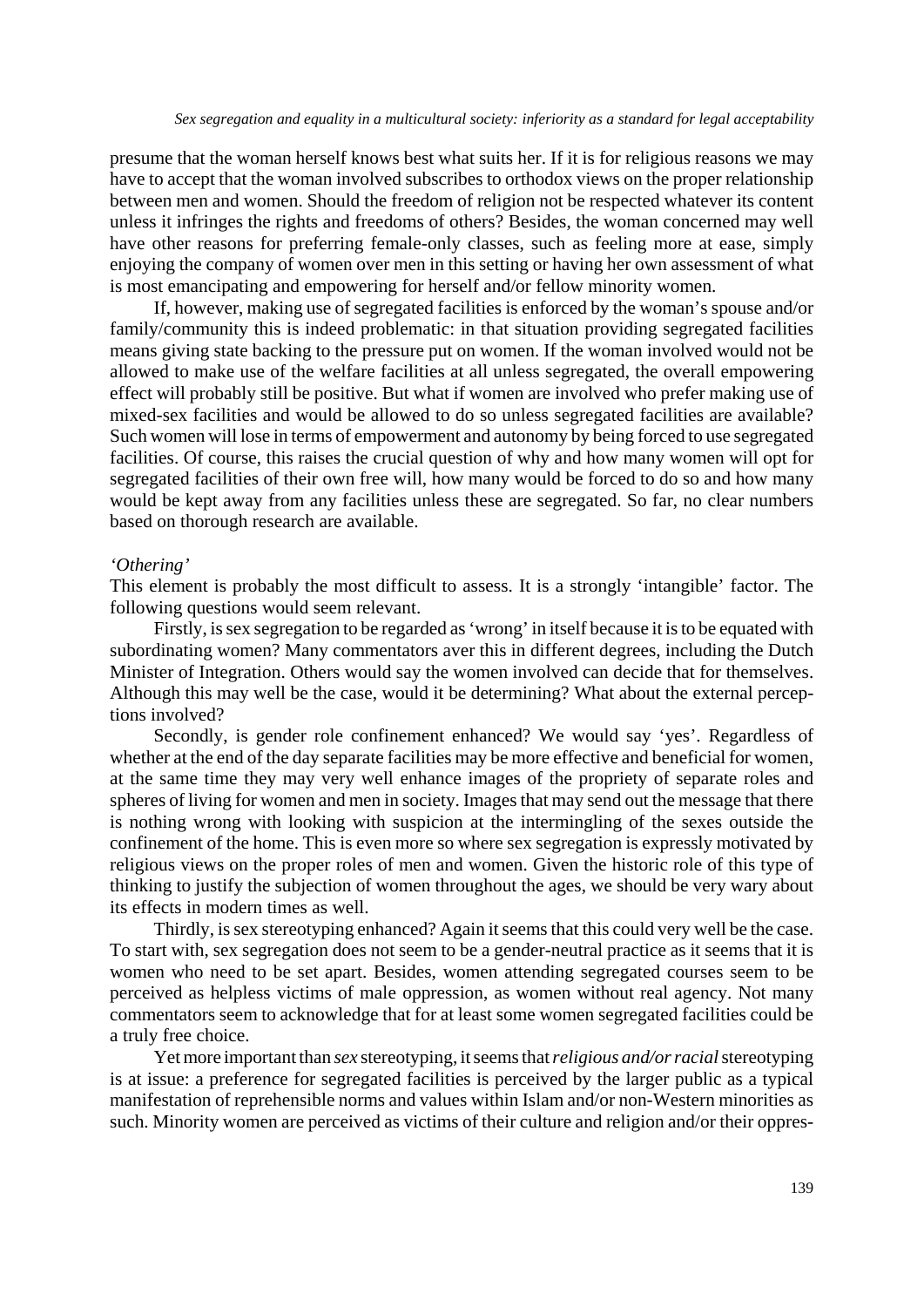presume that the woman herself knows best what suits her. If it is for religious reasons we may have to accept that the woman involved subscribes to orthodox views on the proper relationship between men and women. Should the freedom of religion not be respected whatever its content unless it infringes the rights and freedoms of others? Besides, the woman concerned may well have other reasons for preferring female-only classes, such as feeling more at ease, simply enjoying the company of women over men in this setting or having her own assessment of what is most emancipating and empowering for herself and/or fellow minority women.

If, however, making use of segregated facilities is enforced by the woman's spouse and/or family/community this is indeed problematic: in that situation providing segregated facilities means giving state backing to the pressure put on women. If the woman involved would not be allowed to make use of the welfare facilities at all unless segregated, the overall empowering effect will probably still be positive. But what if women are involved who prefer making use of mixed-sex facilities and would be allowed to do so unless segregated facilities are available? Such women will lose in terms of empowerment and autonomy by being forced to use segregated facilities. Of course, this raises the crucial question of why and how many women will opt for segregated facilities of their own free will, how many would be forced to do so and how many would be kept away from any facilities unless these are segregated. So far, no clear numbers based on thorough research are available.

*'Othering'*

This element is probably the most difficult to assess. It is a strongly 'intangible' factor. The following questions would seem relevant.

Firstly, is sex segregation to be regarded as 'wrong' in itself because it is to be equated with subordinating women? Many commentators aver this in different degrees, including the Dutch Minister of Integration. Others would say the women involved can decide that for themselves. Although this may well be the case, would it be determining? What about the external perceptions involved?

Secondly, is gender role confinement enhanced? We would say 'yes'. Regardless of whether at the end of the day separate facilities may be more effective and beneficial for women, at the same time they may very well enhance images of the propriety of separate roles and spheres of living for women and men in society. Images that may send out the message that there is nothing wrong with looking with suspicion at the intermingling of the sexes outside the confinement of the home. This is even more so where sex segregation is expressly motivated by religious views on the proper roles of men and women. Given the historic role of this type of thinking to justify the subjection of women throughout the ages, we should be very wary about its effects in modern times as well.

Thirdly, is sex stereotyping enhanced? Again it seems that this could very well be the case. To start with, sex segregation does not seem to be a gender-neutral practice as it seems that it is women who need to be set apart. Besides, women attending segregated courses seem to be perceived as helpless victims of male oppression, as women without real agency. Not many commentators seem to acknowledge that for at least some women segregated facilities could be a truly free choice.

Yet more important than *sex* stereotyping, it seems that *religious and/or racial* stereotyping is at issue: a preference for segregated facilities is perceived by the larger public as a typical manifestation of reprehensible norms and values within Islam and/or non-Western minorities as such. Minority women are perceived as victims of their culture and religion and/or their oppres-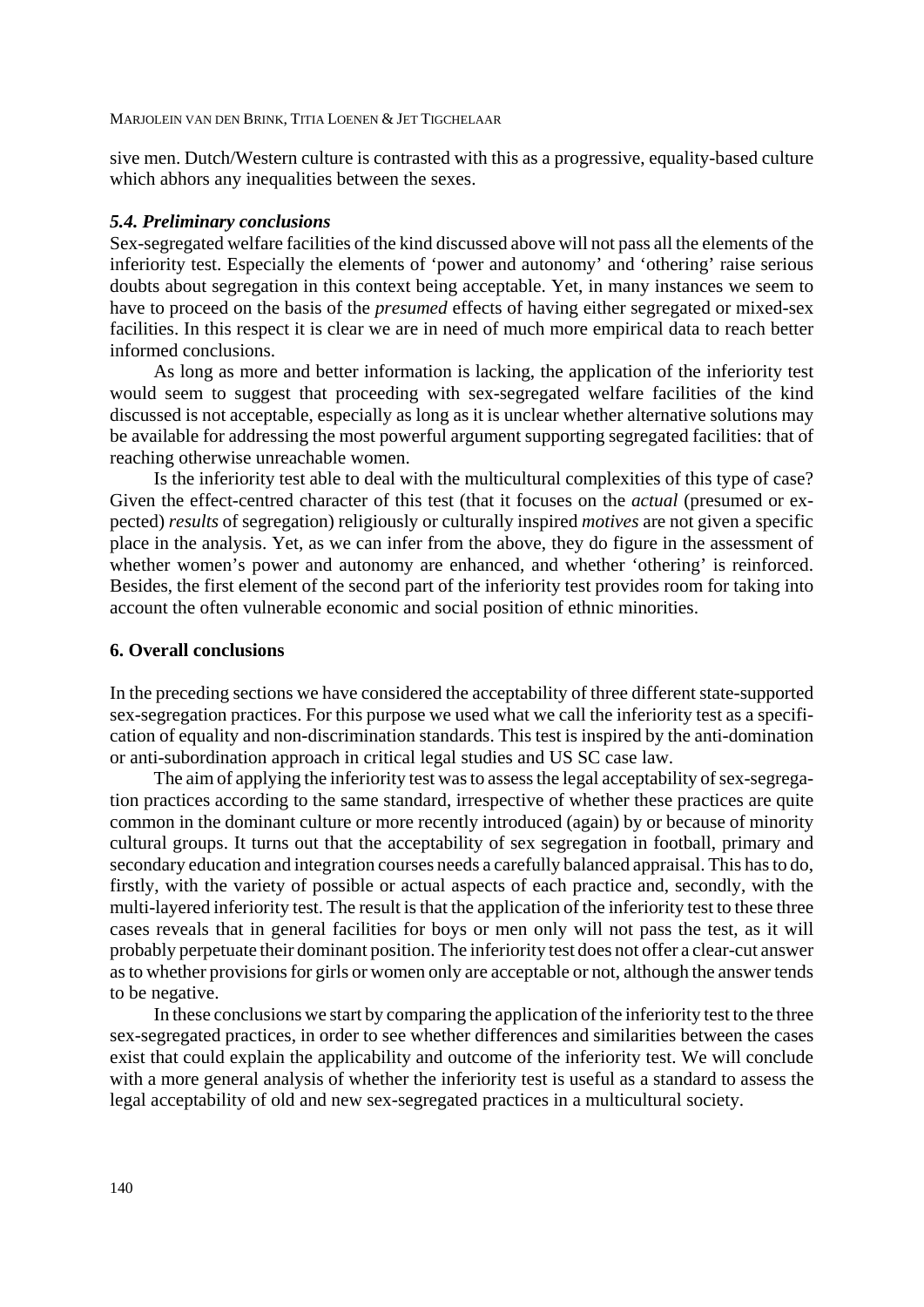sive men. Dutch/Western culture is contrasted with this as a progressive, equality-based culture which abhors any inequalities between the sexes.

### *5.4. Preliminary conclusions*

Sex-segregated welfare facilities of the kind discussed above will not pass all the elements of the inferiority test. Especially the elements of 'power and autonomy' and 'othering' raise serious doubts about segregation in this context being acceptable. Yet, in many instances we seem to have to proceed on the basis of the *presumed* effects of having either segregated or mixed-sex facilities. In this respect it is clear we are in need of much more empirical data to reach better informed conclusions.

As long as more and better information is lacking, the application of the inferiority test would seem to suggest that proceeding with sex-segregated welfare facilities of the kind discussed is not acceptable, especially as long as it is unclear whether alternative solutions may be available for addressing the most powerful argument supporting segregated facilities: that of reaching otherwise unreachable women.

Is the inferiority test able to deal with the multicultural complexities of this type of case? Given the effect-centred character of this test (that it focuses on the *actual* (presumed or expected) *results* of segregation) religiously or culturally inspired *motives* are not given a specific place in the analysis. Yet, as we can infer from the above, they do figure in the assessment of whether women's power and autonomy are enhanced, and whether 'othering' is reinforced. Besides, the first element of the second part of the inferiority test provides room for taking into account the often vulnerable economic and social position of ethnic minorities.

## 6. Overall conclusions

In the preceding sections we have considered the acceptability of three different state-supported sex-segregation practices. For this purpose we used what we call the inferiority test as a specification of equality and non-discrimination standards. This test is inspired by the anti-domination or anti-subordination approach in critical legal studies and US SC case law.

The aim of applying the inferiority test was to assess the legal acceptability of sex-segregation practices according to the same standard, irrespective of whether these practices are quite common in the dominant culture or more recently introduced (again) by or because of minority cultural groups. It turns out that the acceptability of sex segregation in football, primary and secondary education and integration courses needs a carefully balanced appraisal. This has to do, firstly, with the variety of possible or actual aspects of each practice and, secondly, with the multi-layered inferiority test. The result is that the application of the inferiority test to these three cases reveals that in general facilities for boys or men only will not pass the test, as it will probably perpetuate their dominant position. The inferiority test does not offer a clear-cut answer as to whether provisions for girls or women only are acceptable or not, although the answer tends to be negative.

In these conclusions we start by comparing the application of the inferiority test to the three sex-segregated practices, in order to see whether differences and similarities between the cases exist that could explain the applicability and outcome of the inferiority test. We will conclude with a more general analysis of whether the inferiority test is useful as a standard to assess the legal acceptability of old and new sex-segregated practices in a multicultural society.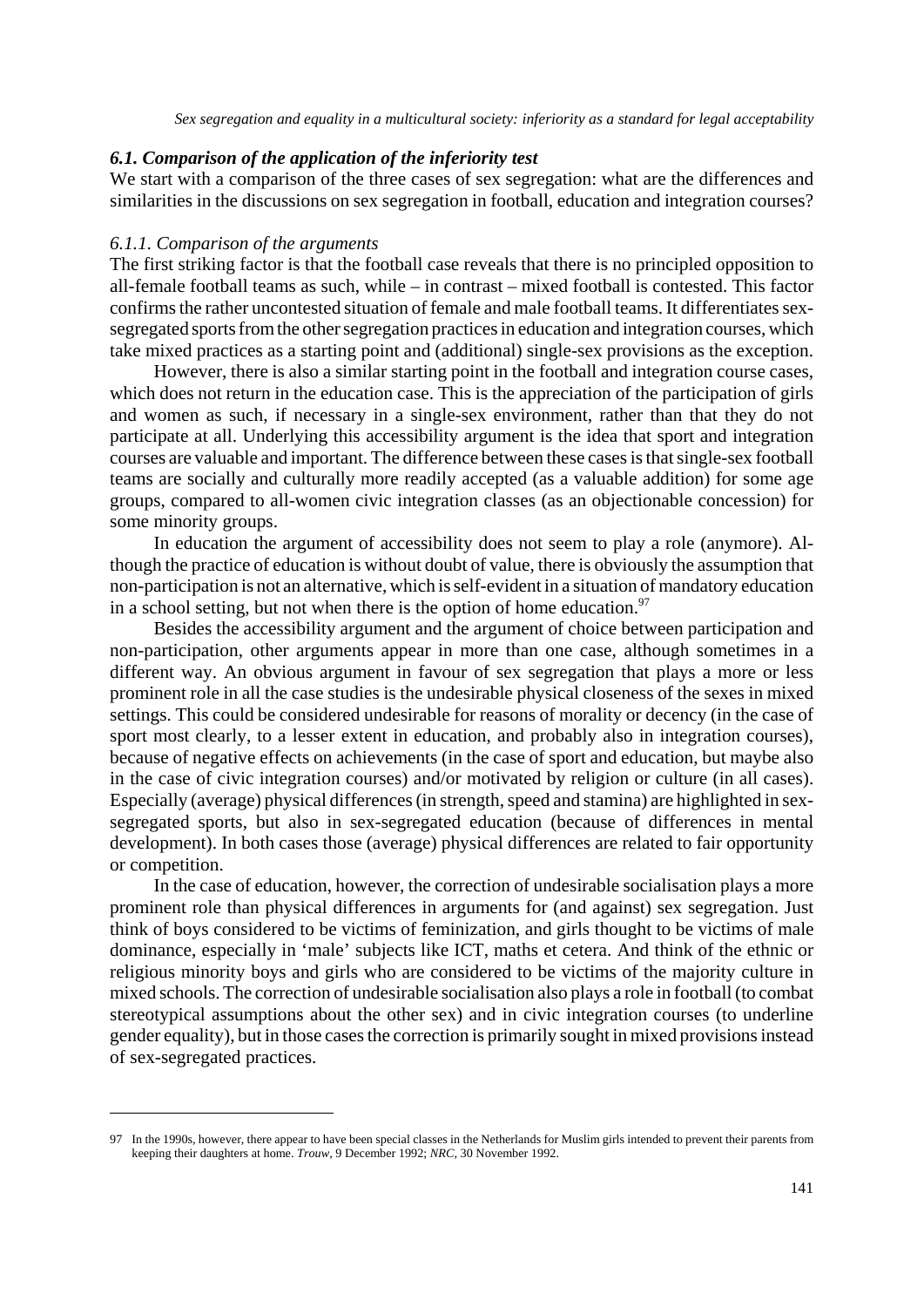### *6.1. Comparison of the application of the inferiority test*

We start with a comparison of the three cases of sex segregation: what are the differences and similarities in the discussions on sex segregation in football, education and integration courses?

#### *6.1.1. Comparison of the arguments*

The first striking factor is that the football case reveals that there is no principled opposition to all-female football teams as such, while – in contrast – mixed football is contested. This factor confirms the rather uncontested situation of female and male football teams. It differentiates sex-segregated sports from the other segregation practices in education and integration courses, which take mixed practices as a starting point and (additional) single-sex provisions as the exception.

However, there is also a similar starting point in the football and integration course cases, which does not return in the education case. This is the appreciation of the participation of girls and women as such, if necessary in a single-sex environment, rather than that they do not participate at all. Underlying this accessibility argument is the idea that sport and integration courses are valuable and important. The difference between these cases is that single-sex football teams are socially and culturally more readily accepted (as a valuable addition) for some age groups, compared to all-women civic integration classes (as an objectionable concession) for some minority groups.

In education the argument of accessibility does not seem to play a role (anymore). Although the practice of education is without doubt of value, there is obviously the assumption that non-participation is not an alternative, which is self-evident in a situation of mandatory education in a school setting, but not when there is the option of home education.[97]

Besides the accessibility argument and the argument of choice between participation and non-participation, other arguments appear in more than one case, although sometimes in a different way. An obvious argument in favour of sex segregation that plays a more or less prominent role in all the case studies is the undesirable physical closeness of the sexes in mixed settings. This could be considered undesirable for reasons of morality or decency (in the case of sport most clearly, to a lesser extent in education, and probably also in integration courses), because of negative effects on achievements (in the case of sport and education, but maybe also in the case of civic integration courses) and/or motivated by religion or culture (in all cases). Especially (average) physical differences (in strength, speed and stamina) are highlighted in sex-segregated sports, but also in sex-segregated education (because of differences in mental development). In both cases those (average) physical differences are related to fair opportunity or competition.

In the case of education, however, the correction of undesirable socialisation plays a more prominent role than physical differences in arguments for (and against) sex segregation. Just think of boys considered to be victims of feminization, and girls thought to be victims of male dominance, especially in 'male' subjects like ICT, maths et cetera. And think of the ethnic or religious minority boys and girls who are considered to be victims of the majority culture in mixed schools. The correction of undesirable socialisation also plays a role in football (to combat stereotypical assumptions about the other sex) and in civic integration courses (to underline gender equality), but in those cases the correction is primarily sought in mixed provisions instead of sex-segregated practices.

---

97 In the 1990s, however, there appear to have been special classes in the Netherlands for Muslim girls intended to prevent their parents from keeping their daughters at home. *Trouw*, 9 December 1992; *NRC*, 30 November 1992.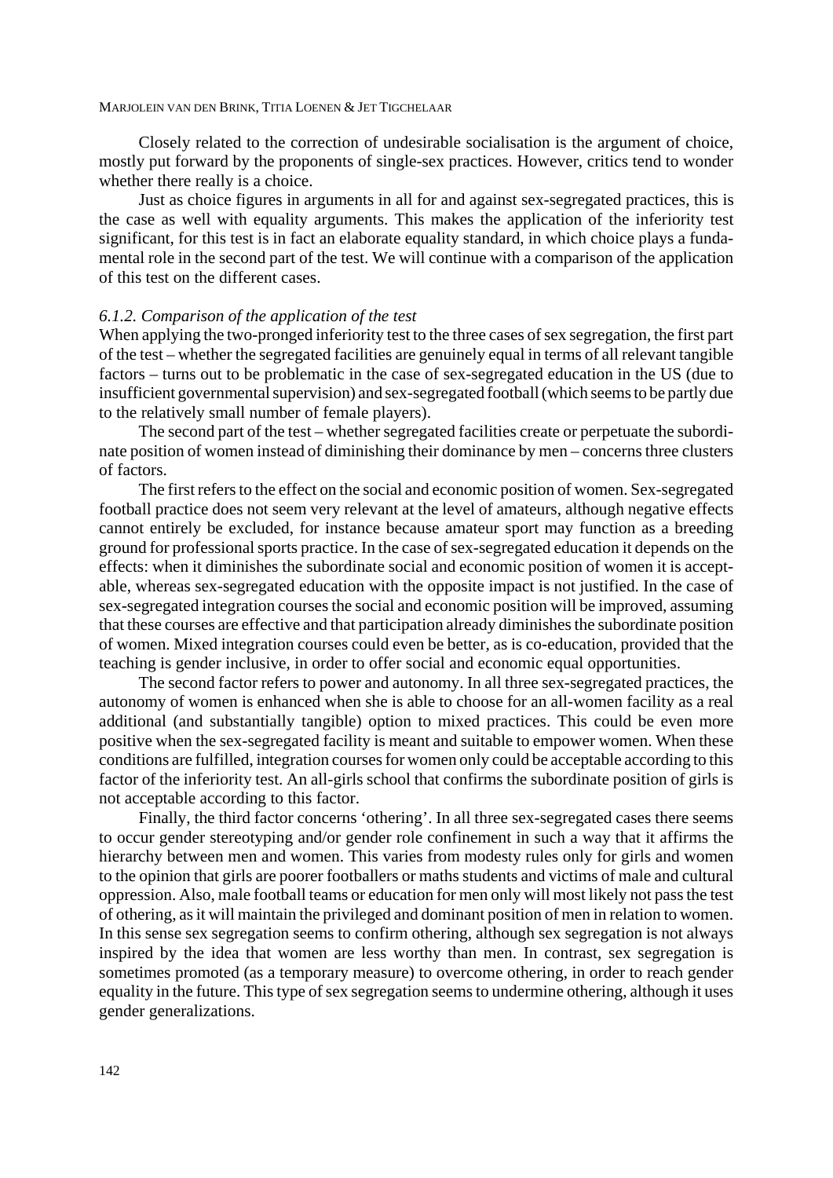Closely related to the correction of undesirable socialisation is the argument of choice, mostly put forward by the proponents of single-sex practices. However, critics tend to wonder whether there really is a choice.

Just as choice figures in arguments in all for and against sex-segregated practices, this is the case as well with equality arguments. This makes the application of the inferiority test significant, for this test is in fact an elaborate equality standard, in which choice plays a fundamental role in the second part of the test. We will continue with a comparison of the application of this test on the different cases.

*6.1.2. Comparison of the application of the test*

When applying the two-pronged inferiority test to the three cases of sex segregation, the first part of the test – whether the segregated facilities are genuinely equal in terms of all relevant tangible factors – turns out to be problematic in the case of sex-segregated education in the US (due to insufficient governmental supervision) and sex-segregated football (which seems to be partly due to the relatively small number of female players).

The second part of the test – whether segregated facilities create or perpetuate the subordinate position of women instead of diminishing their dominance by men – concerns three clusters of factors.

The first refers to the effect on the social and economic position of women. Sex-segregated football practice does not seem very relevant at the level of amateurs, although negative effects cannot entirely be excluded, for instance because amateur sport may function as a breeding ground for professional sports practice. In the case of sex-segregated education it depends on the effects: when it diminishes the subordinate social and economic position of women it is acceptable, whereas sex-segregated education with the opposite impact is not justified. In the case of sex-segregated integration courses the social and economic position will be improved, assuming that these courses are effective and that participation already diminishes the subordinate position of women. Mixed integration courses could even be better, as is co-education, provided that the teaching is gender inclusive, in order to offer social and economic equal opportunities.

The second factor refers to power and autonomy. In all three sex-segregated practices, the autonomy of women is enhanced when she is able to choose for an all-women facility as a real additional (and substantially tangible) option to mixed practices. This could be even more positive when the sex-segregated facility is meant and suitable to empower women. When these conditions are fulfilled, integration courses for women only could be acceptable according to this factor of the inferiority test. An all-girls school that confirms the subordinate position of girls is not acceptable according to this factor.

Finally, the third factor concerns 'othering'. In all three sex-segregated cases there seems to occur gender stereotyping and/or gender role confinement in such a way that it affirms the hierarchy between men and women. This varies from modesty rules only for girls and women to the opinion that girls are poorer footballers or maths students and victims of male and cultural oppression. Also, male football teams or education for men only will most likely not pass the test of othering, as it will maintain the privileged and dominant position of men in relation to women. In this sense sex segregation seems to confirm othering, although sex segregation is not always inspired by the idea that women are less worthy than men. In contrast, sex segregation is sometimes promoted (as a temporary measure) to overcome othering, in order to reach gender equality in the future. This type of sex segregation seems to undermine othering, although it uses gender generalizations.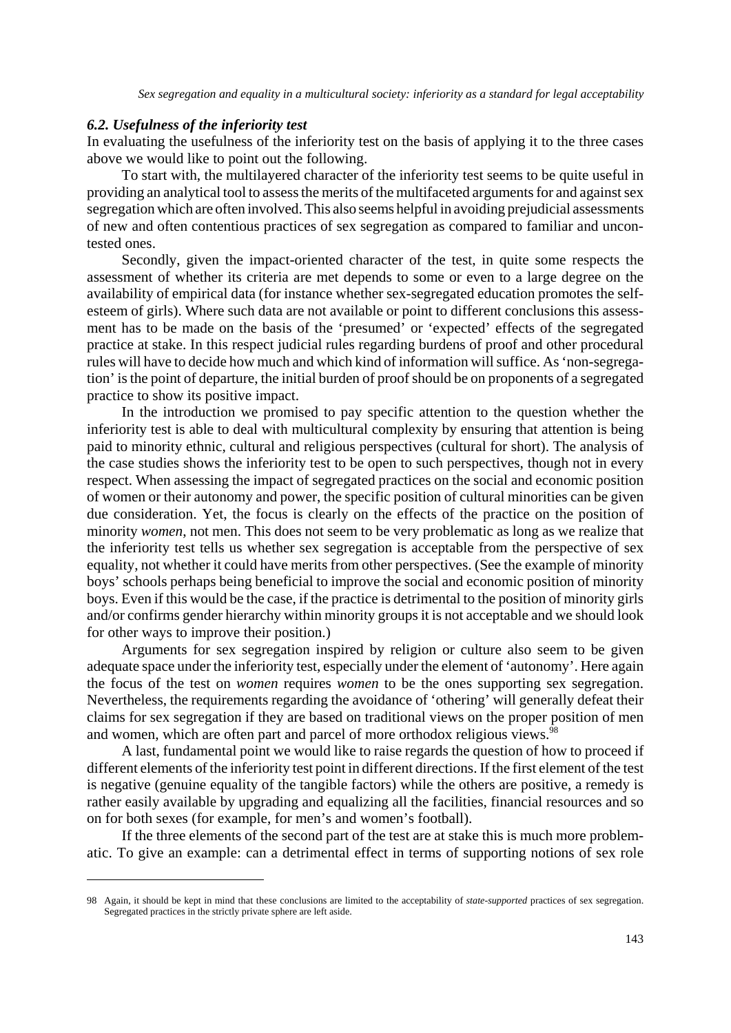### *6.2. Usefulness of the inferiority test*

In evaluating the usefulness of the inferiority test on the basis of applying it to the three cases above we would like to point out the following.

To start with, the multilayered character of the inferiority test seems to be quite useful in providing an analytical tool to assess the merits of the multifaceted arguments for and against sex segregation which are often involved. This also seems helpful in avoiding prejudicial assessments of new and often contentious practices of sex segregation as compared to familiar and uncontested ones.

Secondly, given the impact-oriented character of the test, in quite some respects the assessment of whether its criteria are met depends to some or even to a large degree on the availability of empirical data (for instance whether sex-segregated education promotes the self-esteem of girls). Where such data are not available or point to different conclusions this assessment has to be made on the basis of the 'presumed' or 'expected' effects of the segregated practice at stake. In this respect judicial rules regarding burdens of proof and other procedural rules will have to decide how much and which kind of information will suffice. As 'non-segregation' is the point of departure, the initial burden of proof should be on proponents of a segregated practice to show its positive impact.

In the introduction we promised to pay specific attention to the question whether the inferiority test is able to deal with multicultural complexity by ensuring that attention is being paid to minority ethnic, cultural and religious perspectives (cultural for short). The analysis of the case studies shows the inferiority test to be open to such perspectives, though not in every respect. When assessing the impact of segregated practices on the social and economic position of women or their autonomy and power, the specific position of cultural minorities can be given due consideration. Yet, the focus is clearly on the effects of the practice on the position of minority *women*, not men. This does not seem to be very problematic as long as we realize that the inferiority test tells us whether sex segregation is acceptable from the perspective of sex equality, not whether it could have merits from other perspectives. (See the example of minority boys' schools perhaps being beneficial to improve the social and economic position of minority boys. Even if this would be the case, if the practice is detrimental to the position of minority girls and/or confirms gender hierarchy within minority groups it is not acceptable and we should look for other ways to improve their position.)

Arguments for sex segregation inspired by religion or culture also seem to be given adequate space under the inferiority test, especially under the element of 'autonomy'. Here again the focus of the test on *women* requires *women* to be the ones supporting sex segregation. Nevertheless, the requirements regarding the avoidance of 'othering' will generally defeat their claims for sex segregation if they are based on traditional views on the proper position of men and women, which are often part and parcel of more orthodox religious views.[98]

A last, fundamental point we would like to raise regards the question of how to proceed if different elements of the inferiority test point in different directions. If the first element of the test is negative (genuine equality of the tangible factors) while the others are positive, a remedy is rather easily available by upgrading and equalizing all the facilities, financial resources and so on for both sexes (for example, for men's and women's football).

If the three elements of the second part of the test are at stake this is much more problematic. To give an example: can a detrimental effect in terms of supporting notions of sex role

---

98 Again, it should be kept in mind that these conclusions are limited to the acceptability of *state-supported* practices of sex segregation. Segregated practices in the strictly private sphere are left aside.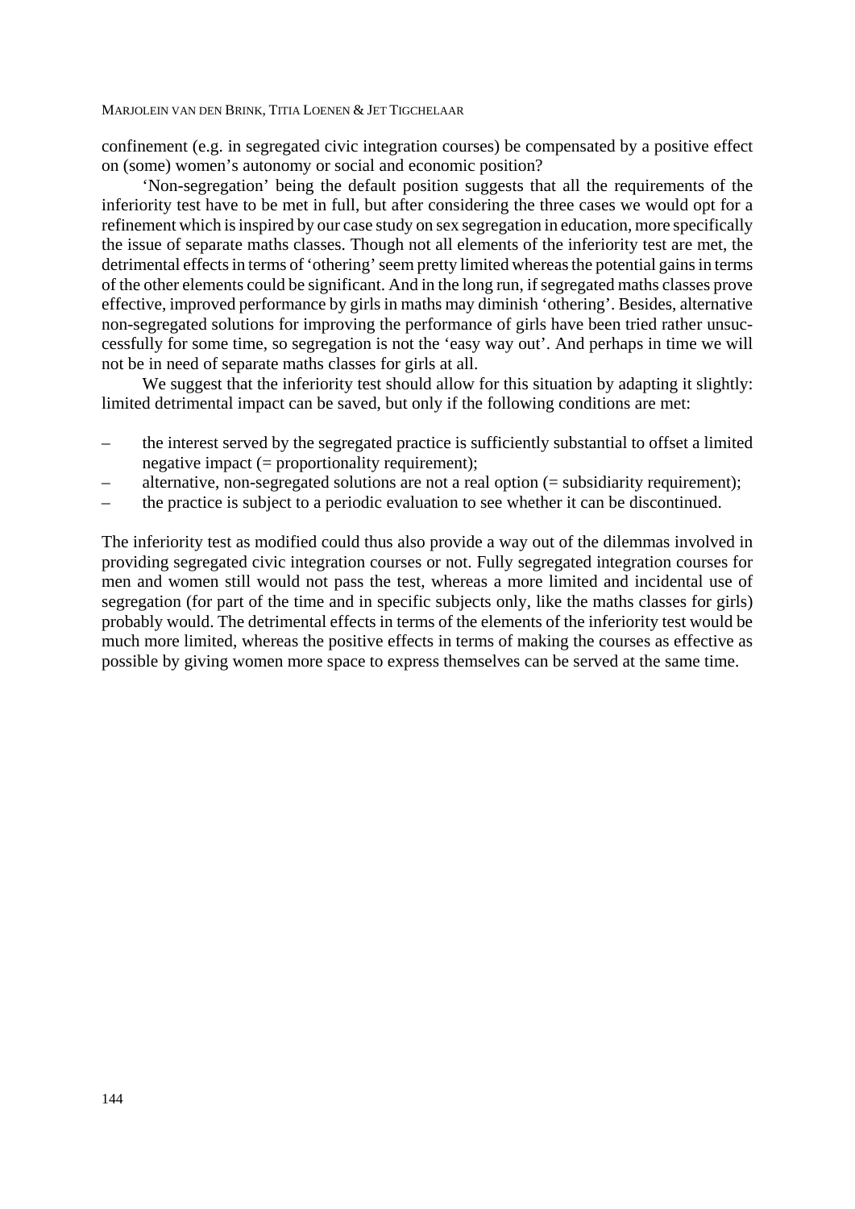confinement (e.g. in segregated civic integration courses) be compensated by a positive effect on (some) women's autonomy or social and economic position?

'Non-segregation' being the default position suggests that all the requirements of the inferiority test have to be met in full, but after considering the three cases we would opt for a refinement which is inspired by our case study on sex segregation in education, more specifically the issue of separate maths classes. Though not all elements of the inferiority test are met, the detrimental effects in terms of 'othering' seem pretty limited whereas the potential gains in terms of the other elements could be significant. And in the long run, if segregated maths classes prove effective, improved performance by girls in maths may diminish 'othering'. Besides, alternative non-segregated solutions for improving the performance of girls have been tried rather unsuccessfully for some time, so segregation is not the 'easy way out'. And perhaps in time we will not be in need of separate maths classes for girls at all.

We suggest that the inferiority test should allow for this situation by adapting it slightly: limited detrimental impact can be saved, but only if the following conditions are met:

- the interest served by the segregated practice is sufficiently substantial to offset a limited negative impact (= proportionality requirement);
- alternative, non-segregated solutions are not a real option (= subsidiarity requirement);
- the practice is subject to a periodic evaluation to see whether it can be discontinued.

The inferiority test as modified could thus also provide a way out of the dilemmas involved in providing segregated civic integration courses or not. Fully segregated integration courses for men and women still would not pass the test, whereas a more limited and incidental use of segregation (for part of the time and in specific subjects only, like the maths classes for girls) probably would. The detrimental effects in terms of the elements of the inferiority test would be much more limited, whereas the positive effects in terms of making the courses as effective as possible by giving women more space to express themselves can be served at the same time.